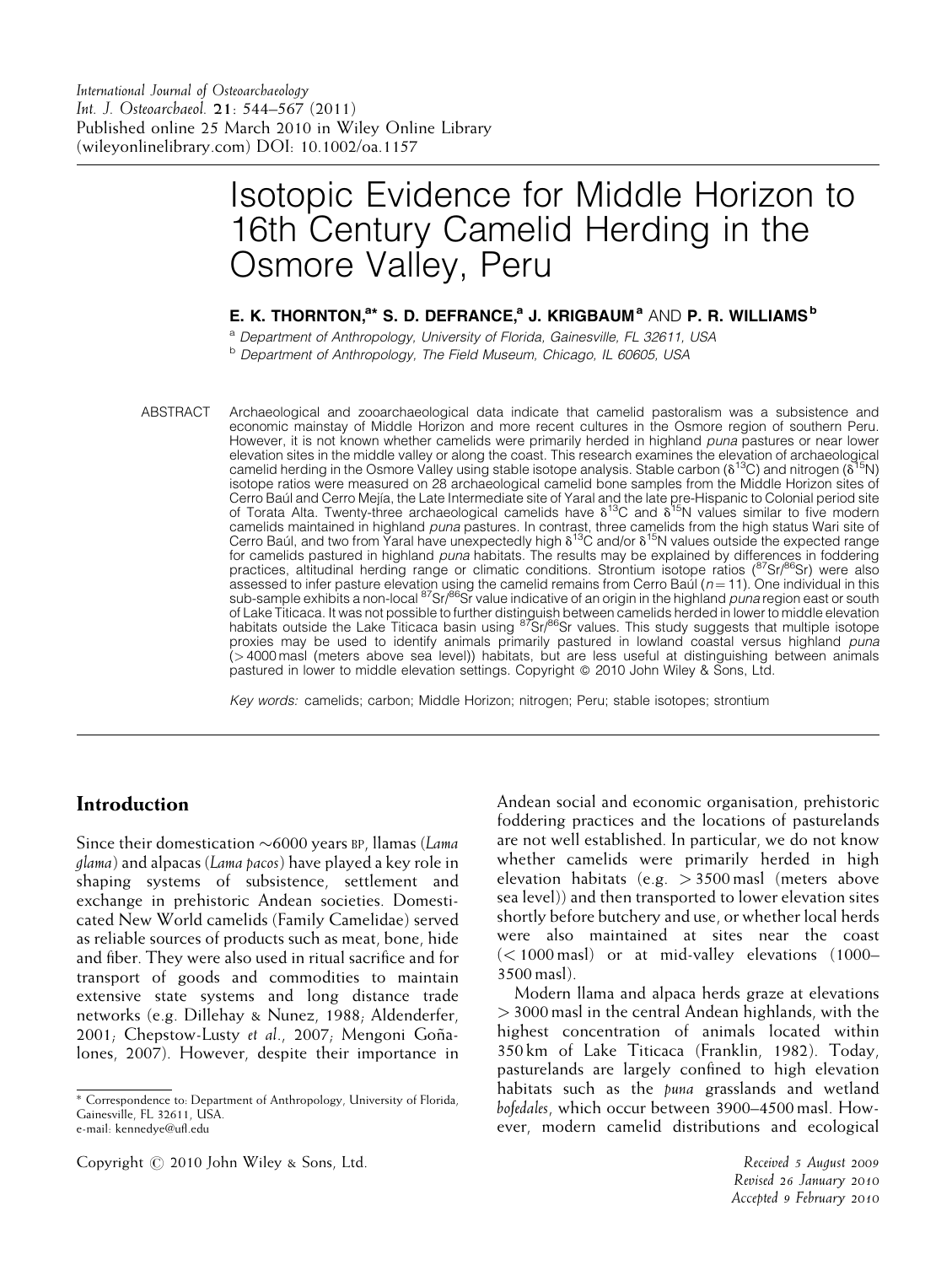International Journal of Osteoarchaeology
Int. J. Osteoarchaeol. 21: 544–567 (2011)
Published online 25 March 2010 in Wiley Online Library
(wileyonlinelibrary.com) DOI: 10.1002/oa.1157

# Isotopic Evidence for Middle Horizon to 16th Century Camelid Herding in the Osmore Valley, Peru

**E. K. THORNTON,[a]* S. D. DEFRANCE,[a] J. KRIGBAUM[a] AND P. R. WILLIAMS[b]**

[a] Department of Anthropology, University of Florida, Gainesville, FL 32611, USA

[b] Department of Anthropology, The Field Museum, Chicago, IL 60605, USA

ABSTRACT Archaeological and zooarchaeological data indicate that camelid pastoralism was a subsistence and economic mainstay of Middle Horizon and more recent cultures in the Osmore region of southern Peru. However, it is not known whether camelids were primarily herded in highland *puna* pastures or near lower elevation sites in the middle valley or along the coast. This research examines the elevation of archaeological camelid herding in the Osmore Valley using stable isotope analysis. Stable carbon ($\delta^{13}C$) and nitrogen ($\delta^{15}N$) isotope ratios were measured on 28 archaeological camelid bone samples from the Middle Horizon sites of Cerro Baúl and Cerro Mejía, the Late Intermediate site of Yaral and the late pre-Hispanic to Colonial period site of Torata Alta. Twenty-three archaeological camelids have $\delta^{13}C$ and $\delta^{15}N$ values similar to five modern camelids maintained in highland *puna* pastures. In contrast, three camelids from the high status Wari site of Cerro Baúl, and two from Yaral have unexpectedly high $\delta^{13}C$ and/or $\delta^{15}N$ values outside the expected range for camelids pastured in highland *puna* habitats. The results may be explained by differences in foddering practices, altitudinal herding range or climatic conditions. Strontium isotope ratios ($^{87}Sr/^{86}Sr$) were also assessed to infer pasture elevation using the camelid remains from Cerro Baúl ($n = 11$). One individual in this sub-sample exhibits a non-local $^{87}Sr/^{86}Sr$ value indicative of an origin in the highland *puna* region east or south of Lake Titicaca. It was not possible to further distinguish between camelids herded in lower to middle elevation habitats outside the Lake Titicaca basin using $^{87}Sr/^{86}Sr$ values. This study suggests that multiple isotope proxies may be used to identify animals primarily pastured in lowland coastal versus highland *puna* (> 4000 masl (meters above sea level)) habitats, but are less useful at distinguishing between animals pastured in lower to middle elevation settings. Copyright © 2010 John Wiley & Sons, Ltd.

*Key words:* camelids; carbon; Middle Horizon; nitrogen; Peru; stable isotopes; strontium

## Introduction

Since their domestication ~6000 years BP, llamas (*Lama glama*) and alpacas (*Lama pacos*) have played a key role in shaping systems of subsistence, settlement and exchange in prehistoric Andean societies. Domesticated New World camelids (Family Camelidae) served as reliable sources of products such as meat, bone, hide and fiber. They were also used in ritual sacrifice and for transport of goods and commodities to maintain extensive state systems and long distance trade networks (e.g. Dillehay & Nunez, 1988; Aldenderfer, 2001; Chepstow-Lusty *et al.*, 2007; Mengoni Goñalones, 2007). However, despite their importance in Andean social and economic organisation, prehistoric foddering practices and the locations of pasturelands are not well established. In particular, we do not know whether camelids were primarily herded in high elevation habitats (e.g. > 3500 masl (meters above sea level)) and then transported to lower elevation sites shortly before butchery and use, or whether local herds were also maintained at sites near the coast (< 1000 masl) or at mid-valley elevations (1000–3500 masl).

Modern llama and alpaca herds graze at elevations > 3000 masl in the central Andean highlands, with the highest concentration of animals located within 350 km of Lake Titicaca (Franklin, 1982). Today, pasturelands are largely confined to high elevation habitats such as the *puna* grasslands and wetland *bofedales*, which occur between 3900–4500 masl. However, modern camelid distributions and ecological

* Correspondence to: Department of Anthropology, University of Florida, Gainesville, FL 32611, USA.
e-mail: kennedye@ufl.edu

Copyright © 2010 John Wiley & Sons, Ltd.

Received 5 August 2009
Revised 26 January 2010
Accepted 9 February 2010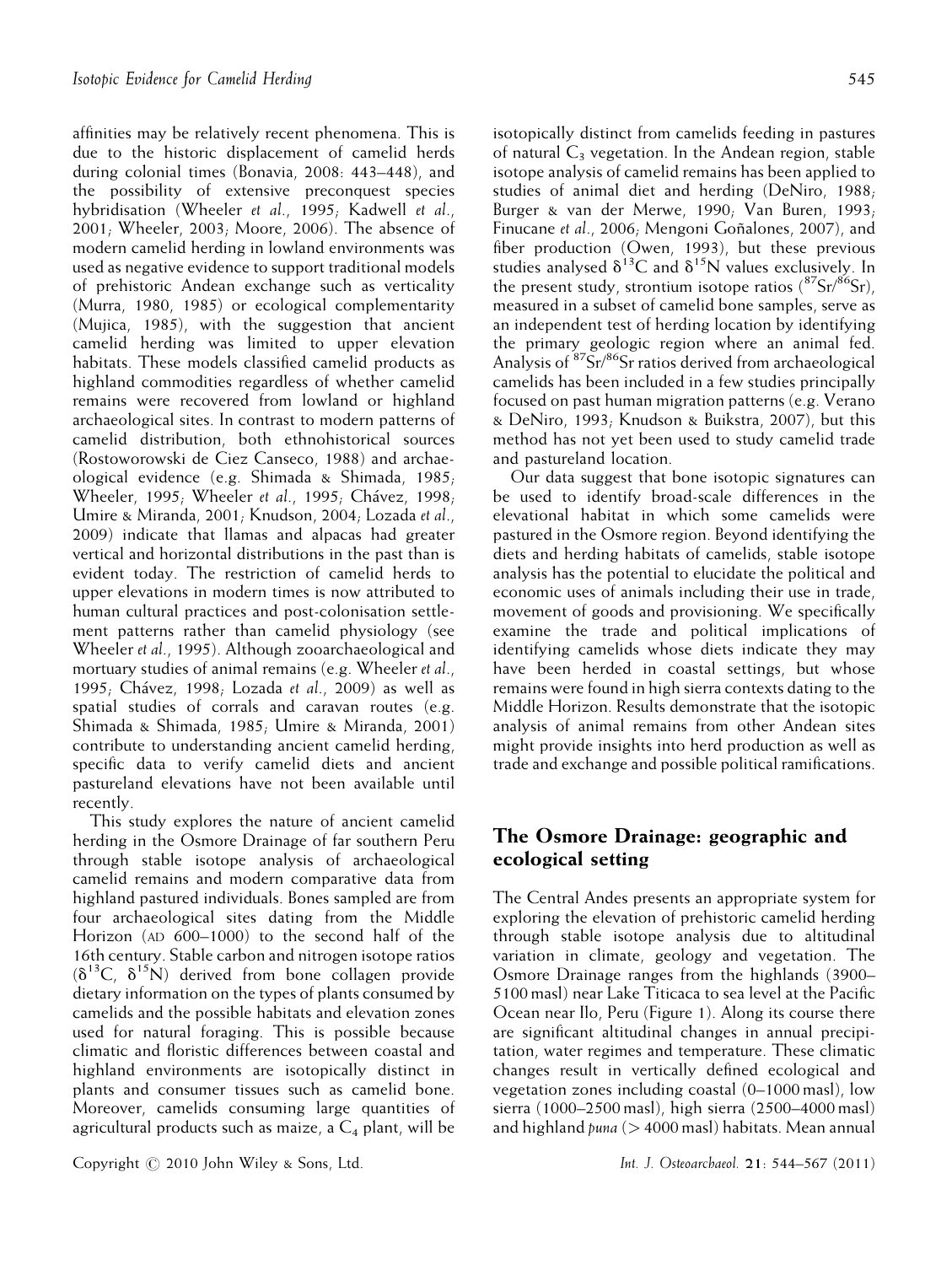affinities may be relatively recent phenomena. This is due to the historic displacement of camelid herds during colonial times (Bonavia, 2008: 443–448), and the possibility of extensive preconquest species hybridisation (Wheeler *et al.*, 1995; Kadwell *et al.*, 2001; Wheeler, 2003; Moore, 2006). The absence of modern camelid herding in lowland environments was used as negative evidence to support traditional models of prehistoric Andean exchange such as verticality (Murra, 1980, 1985) or ecological complementarity (Mujica, 1985), with the suggestion that ancient camelid herding was limited to upper elevation habitats. These models classified camelid products as highland commodities regardless of whether camelid remains were recovered from lowland or highland archaeological sites. In contrast to modern patterns of camelid distribution, both ethnohistorical sources (Rostoworowski de Ciez Canseco, 1988) and archaeological evidence (e.g. Shimada & Shimada, 1985; Wheeler, 1995; Wheeler *et al.*, 1995; Chávez, 1998; Umire & Miranda, 2001; Knudson, 2004; Lozada *et al.*, 2009) indicate that llamas and alpacas had greater vertical and horizontal distributions in the past than is evident today. The restriction of camelid herds to upper elevations in modern times is now attributed to human cultural practices and post-colonisation settlement patterns rather than camelid physiology (see Wheeler *et al.*, 1995). Although zooarchaeological and mortuary studies of animal remains (e.g. Wheeler *et al.*, 1995; Chávez, 1998; Lozada *et al.*, 2009) as well as spatial studies of corrals and caravan routes (e.g. Shimada & Shimada, 1985; Umire & Miranda, 2001) contribute to understanding ancient camelid herding, specific data to verify camelid diets and ancient pastureland elevations have not been available until recently.

This study explores the nature of ancient camelid herding in the Osmore Drainage of far southern Peru through stable isotope analysis of archaeological camelid remains and modern comparative data from highland pastured individuals. Bones sampled are from four archaeological sites dating from the Middle Horizon (AD 600–1000) to the second half of the 16th century. Stable carbon and nitrogen isotope ratios ($\delta^{13}C$, $\delta^{15}N$) derived from bone collagen provide dietary information on the types of plants consumed by camelids and the possible habitats and elevation zones used for natural foraging. This is possible because climatic and floristic differences between coastal and highland environments are isotopically distinct in plants and consumer tissues such as camelid bone. Moreover, camelids consuming large quantities of agricultural products such as maize, a $C_4$ plant, will be isotopically distinct from camelids feeding in pastures of natural $C_3$ vegetation. In the Andean region, stable isotope analysis of camelid remains has been applied to studies of animal diet and herding (DeNiro, 1988; Burger & van der Merwe, 1990; Van Buren, 1993; Finucane *et al.*, 2006; Mengoni Goñalones, 2007), and fiber production (Owen, 1993), but these previous studies analysed $\delta^{13}C$ and $\delta^{15}N$ values exclusively. In the present study, strontium isotope ratios ($^{87}Sr/^{86}Sr$), measured in a subset of camelid bone samples, serve as an independent test of herding location by identifying the primary geologic region where an animal fed. Analysis of $^{87}Sr/^{86}Sr$ ratios derived from archaeological camelids has been included in a few studies principally focused on past human migration patterns (e.g. Verano & DeNiro, 1993; Knudson & Buikstra, 2007), but this method has not yet been used to study camelid trade and pastureland location.

Our data suggest that bone isotopic signatures can be used to identify broad-scale differences in the elevational habitat in which some camelids were pastured in the Osmore region. Beyond identifying the diets and herding habitats of camelids, stable isotope analysis has the potential to elucidate the political and economic uses of animals including their use in trade, movement of goods and provisioning. We specifically examine the trade and political implications of identifying camelids whose diets indicate they may have been herded in coastal settings, but whose remains were found in high sierra contexts dating to the Middle Horizon. Results demonstrate that the isotopic analysis of animal remains from other Andean sites might provide insights into herd production as well as trade and exchange and possible political ramifications.

## The Osmore Drainage: geographic and ecological setting

The Central Andes presents an appropriate system for exploring the elevation of prehistoric camelid herding through stable isotope analysis due to altitudinal variation in climate, geology and vegetation. The Osmore Drainage ranges from the highlands (3900–5100 masl) near Lake Titicaca to sea level at the Pacific Ocean near Ilo, Peru (Figure 1). Along its course there are significant altitudinal changes in annual precipitation, water regimes and temperature. These climatic changes result in vertically defined ecological and vegetation zones including coastal (0–1000 masl), low sierra (1000–2500 masl), high sierra (2500–4000 masl) and highland *puna* (> 4000 masl) habitats. Mean annual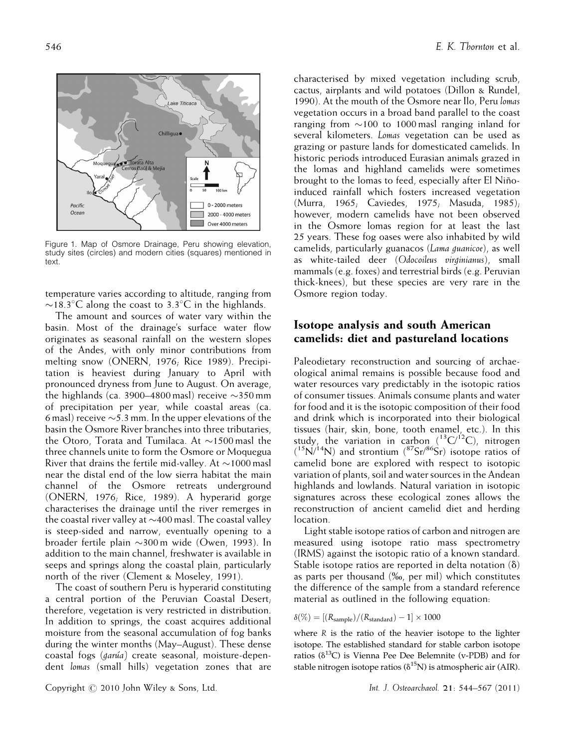Figure 1. Map of Osmore Drainage, Peru showing elevation, study sites (circles) and modern cities (squares) mentioned in text.

temperature varies according to altitude, ranging from ~18.3°C along the coast to 3.3°C in the highlands.

The amount and sources of water vary within the basin. Most of the drainage's surface water flow originates as seasonal rainfall on the western slopes of the Andes, with only minor contributions from melting snow (ONERN, 1976; Rice 1989). Precipitation is heaviest during January to April with pronounced dryness from June to August. On average, the highlands (ca. 3900–4800 masl) receive ~350 mm of precipitation per year, while coastal areas (ca. 6 masl) receive ~5.3 mm. In the upper elevations of the basin the Osmore River branches into three tributaries, the Otoro, Torata and Tumilaca. At ~1500 masl the three channels unite to form the Osmore or Moquegua River that drains the fertile mid-valley. At ~1000 masl near the distal end of the low sierra habitat the main channel of the Osmore retreats underground (ONERN, 1976; Rice, 1989). A hyperarid gorge characterises the drainage until the river remerges in the coastal river valley at ~400 masl. The coastal valley is steep-sided and narrow, eventually opening to a broader fertile plain ~300 m wide (Owen, 1993). In addition to the main channel, freshwater is available in seeps and springs along the coastal plain, particularly north of the river (Clement & Moseley, 1991).

The coast of southern Peru is hyperarid constituting a central portion of the Peruvian Coastal Desert; therefore, vegetation is very restricted in distribution. In addition to springs, the coast acquires additional moisture from the seasonal accumulation of fog banks during the winter months (May–August). These dense coastal fogs (*garúa*) create seasonal, moisture-dependent *lomas* (small hills) vegetation zones that are characterised by mixed vegetation including scrub, cactus, airplants and wild potatoes (Dillon & Rundel, 1990). At the mouth of the Osmore near Ilo, Peru *lomas* vegetation occurs in a broad band parallel to the coast ranging from ~100 to 1000 masl ranging inland for several kilometers. *Lomas* vegetation can be used as grazing or pasture lands for domesticated camelids. In historic periods introduced Eurasian animals grazed in the lomas and highland camelids were sometimes brought to the lomas to feed, especially after El Niño-induced rainfall which fosters increased vegetation (Murra, 1965; Caviedes, 1975; Masuda, 1985); however, modern camelids have not been observed in the Osmore lomas region for at least the last 25 years. These fog oases were also inhabited by wild camelids, particularly guanacos (*Lama guanicoe*), as well as white-tailed deer (*Odocoileus virginianus*), small mammals (e.g. foxes) and terrestrial birds (e.g. Peruvian thick-knees), but these species are very rare in the Osmore region today.

## Isotope analysis and south American camelids: diet and pastureland locations

Paleodietary reconstruction and sourcing of archaeological animal remains is possible because food and water resources vary predictably in the isotopic ratios of consumer tissues. Animals consume plants and water for food and it is the isotopic composition of their food and drink which is incorporated into their biological tissues (hair, skin, bone, tooth enamel, etc.). In this study, the variation in carbon ($^{13}C/^{12}C$), nitrogen ($^{15}N/^{14}N$) and strontium ($^{87}Sr/^{86}Sr$) isotope ratios of camelid bone are explored with respect to isotopic variation of plants, soil and water sources in the Andean highlands and lowlands. Natural variation in isotopic signatures across these ecological zones allows the reconstruction of ancient camelid diet and herding location.

Light stable isotope ratios of carbon and nitrogen are measured using isotope ratio mass spectrometry (IRMS) against the isotopic ratio of a known standard. Stable isotope ratios are reported in delta notation (δ) as parts per thousand (‰, per mil) which constitutes the difference of the sample from a standard reference material as outlined in the following equation:

$$\delta(\%) = [(R_{\text{sample}})/(R_{\text{standard}}) - 1] \times 1000$$

where $R$ is the ratio of the heavier isotope to the lighter isotope. The established standard for stable carbon isotope ratios ($\delta^{13}C$) is Vienna Pee Dee Belemnite (v-PDB) and for stable nitrogen isotope ratios ($\delta^{15}N$) is atmospheric air (AIR).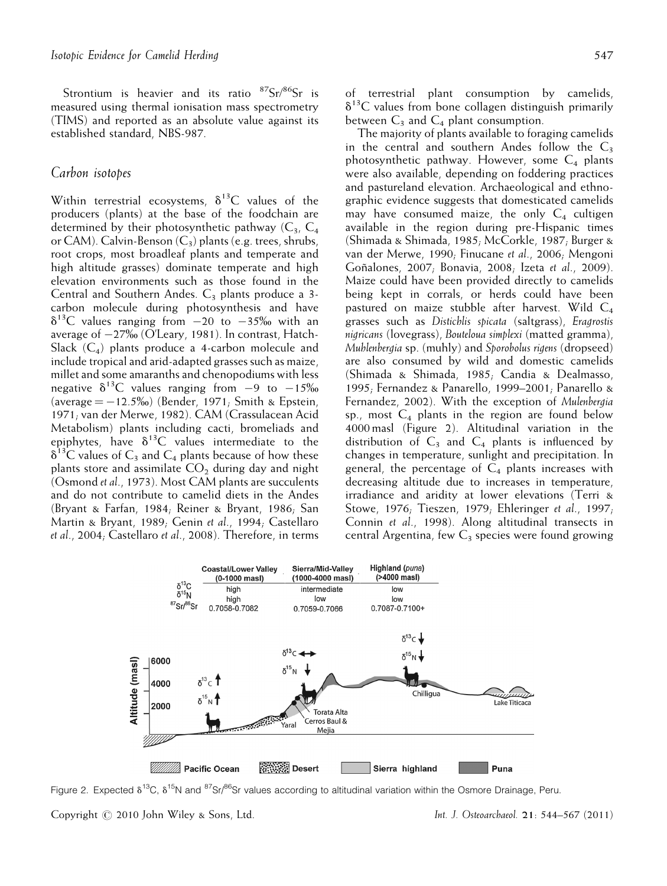Strontium is heavier and its ratio $^{87}Sr/^{86}Sr$ is measured using thermal ionisation mass spectrometry (TIMS) and reported as an absolute value against its established standard, NBS-987.

## Carbon isotopes

Within terrestrial ecosystems, $\delta^{13}C$ values of the producers (plants) at the base of the foodchain are determined by their photosynthetic pathway ($C_3$, $C_4$ or CAM). Calvin-Benson ($C_3$) plants (e.g. trees, shrubs, root crops, most broadleaf plants and temperate and high altitude grasses) dominate temperate and high elevation environments such as those found in the Central and Southern Andes. $C_3$ plants produce a 3-carbon molecule during photosynthesis and have $\delta^{13}C$ values ranging from −20 to −35‰ with an average of −27‰ (O'Leary, 1981). In contrast, Hatch-Slack ($C_4$) plants produce a 4-carbon molecule and include tropical and arid-adapted grasses such as maize, millet and some amaranths and chenopodiums with less negative $\delta^{13}C$ values ranging from −9 to −15‰ (average = −12.5‰) (Bender, 1971; Smith & Epstein, 1971; van der Merwe, 1982). CAM (Crassulacean Acid Metabolism) plants including cacti, bromeliads and epiphytes, have $\delta^{13}C$ values intermediate to the $\delta^{13}C$ values of $C_3$ and $C_4$ plants because of how these plants store and assimilate $CO_2$ during day and night (Osmond *et al.*, 1973). Most CAM plants are succulents and do not contribute to camelid diets in the Andes (Bryant & Farfan, 1984; Reiner & Bryant, 1986; San Martin & Bryant, 1989; Genin *et al.*, 1994; Castellaro *et al.*, 2004; Castellaro *et al.*, 2008). Therefore, in terms of terrestrial plant consumption by camelids, $\delta^{13}C$ values from bone collagen distinguish primarily between $C_3$ and $C_4$ plant consumption.

The majority of plants available to foraging camelids in the central and southern Andes follow the $C_3$ photosynthetic pathway. However, some $C_4$ plants were also available, depending on foddering practices and pastureland elevation. Archaeological and ethnographic evidence suggests that domesticated camelids may have consumed maize, the only $C_4$ cultigen available in the region during pre-Hispanic times (Shimada & Shimada, 1985; McCorkle, 1987; Burger & van der Merwe, 1990; Finucane *et al.*, 2006; Mengoni Goñalones, 2007; Bonavia, 2008; Izeta *et al.*, 2009). Maize could have been provided directly to camelids being kept in corrals, or herds could have been pastured on maize stubble after harvest. Wild $C_4$ grasses such as *Distichlis spicata* (saltgrass), *Eragrostis nigricans* (lovegrass), *Bouteloua simplexi* (matted gramma), *Muhlenbergia* sp. (muhly) and *Sporobolus rigens* (dropseed) are also consumed by wild and domestic camelids (Shimada & Shimada, 1985; Candia & Dealmasso, 1995; Fernandez & Panarello, 1999–2001; Panarello & Fernandez, 2002). With the exception of *Mulenbergia* sp., most $C_4$ plants in the region are found below 4000 masl (Figure 2). Altitudinal variation in the distribution of $C_3$ and $C_4$ plants is influenced by changes in temperature, sunlight and precipitation. In general, the percentage of $C_4$ plants increases with decreasing altitude due to increases in temperature, irradiance and aridity at lower elevations (Terri & Stowe, 1976; Tieszen, 1979; Ehleringer *et al.*, 1997; Connin *et al.*, 1998). Along altitudinal transects in central Argentina, few $C_3$ species were found growing

| | Coastal/Lower Valley (0-1000 masl) | Sierra/Mid-Valley (1000-4000 masl) | Highland (*puna*) (>4000 masl) |
|---|---|---|---|
| $\delta^{13}C$ | high | intermediate | low |
| $\delta^{15}N$ | high | low | low |
| $^{87}Sr/^{86}Sr$ | 0.7058-0.7082 | 0.7059-0.7066 | 0.7087-0.7100+ |

Figure 2. Expected $\delta^{13}C$, $\delta^{15}N$ and $^{87}Sr/^{86}Sr$ values according to altitudinal variation within the Osmore Drainage, Peru.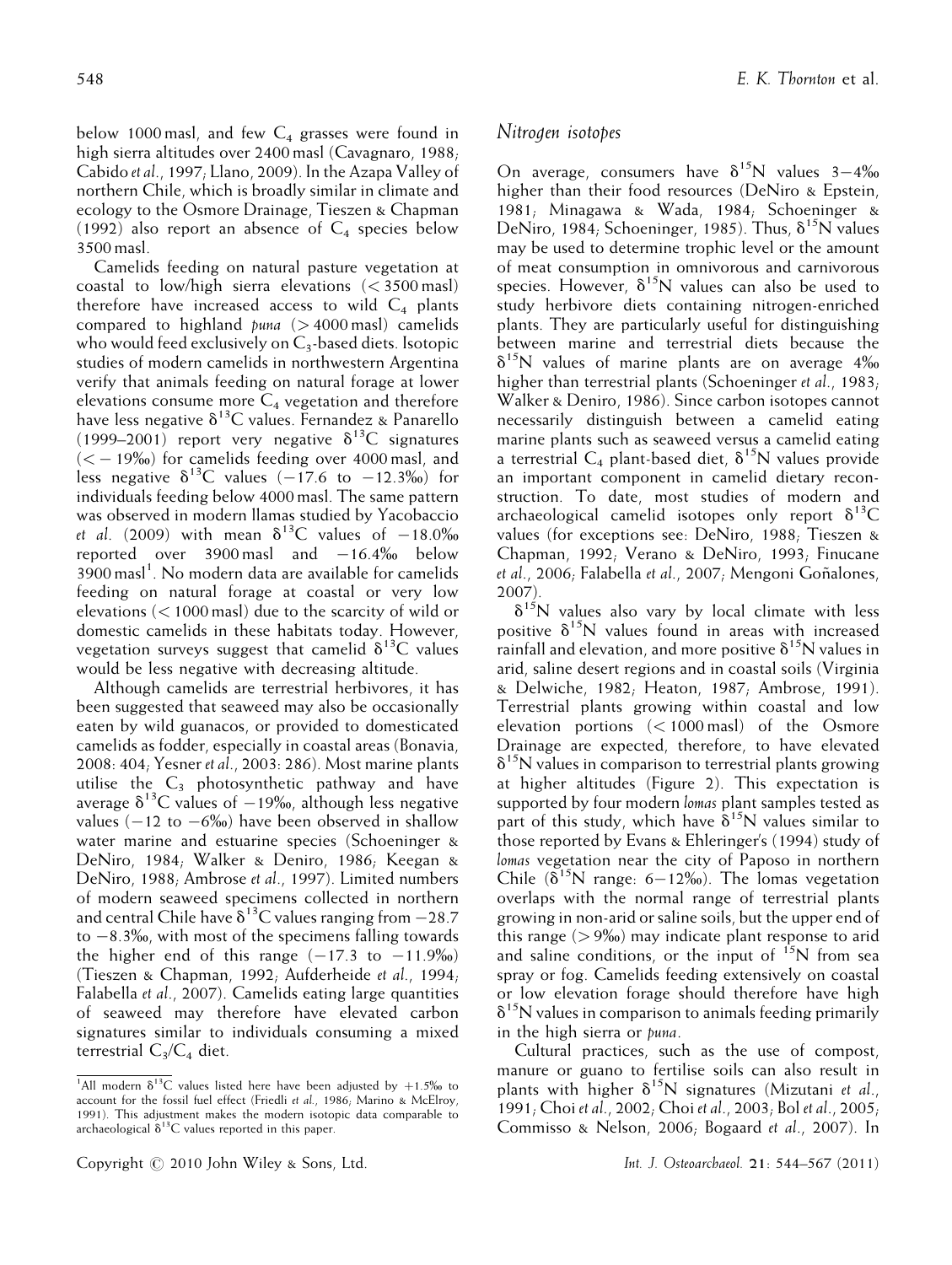below 1000 masl, and few $C_4$ grasses were found in high sierra altitudes over 2400 masl (Cavagnaro, 1988; Cabido *et al.*, 1997; Llano, 2009). In the Azapa Valley of northern Chile, which is broadly similar in climate and ecology to the Osmore Drainage, Tieszen & Chapman (1992) also report an absence of $C_4$ species below 3500 masl.

Camelids feeding on natural pasture vegetation at coastal to low/high sierra elevations (< 3500 masl) therefore have increased access to wild $C_4$ plants compared to highland *puna* (> 4000 masl) camelids who would feed exclusively on $C_3$-based diets. Isotopic studies of modern camelids in northwestern Argentina verify that animals feeding on natural forage at lower elevations consume more $C_4$ vegetation and therefore have less negative $\delta^{13}C$ values. Fernandez & Panarello (1999–2001) report very negative $\delta^{13}C$ signatures (< −19‰) for camelids feeding over 4000 masl, and less negative $\delta^{13}C$ values (−17.6 to −12.3‰) for individuals feeding below 4000 masl. The same pattern was observed in modern llamas studied by Yacobaccio *et al.* (2009) with mean $\delta^{13}C$ values of −18.0‰ reported over 3900 masl and −16.4‰ below 3900 masl[1]. No modern data are available for camelids feeding on natural forage at coastal or very low elevations (< 1000 masl) due to the scarcity of wild or domestic camelids in these habitats today. However, vegetation surveys suggest that camelid $\delta^{13}C$ values would be less negative with decreasing altitude.

Although camelids are terrestrial herbivores, it has been suggested that seaweed may also be occasionally eaten by wild guanacos, or provided to domesticated camelids as fodder, especially in coastal areas (Bonavia, 2008: 404; Yesner *et al.*, 2003: 286). Most marine plants utilise the $C_3$ photosynthetic pathway and have average $\delta^{13}C$ values of −19‰, although less negative values (−12 to −6‰) have been observed in shallow water marine and estuarine species (Schoeninger & DeNiro, 1984; Walker & Deniro, 1986; Keegan & DeNiro, 1988; Ambrose *et al.*, 1997). Limited numbers of modern seaweed specimens collected in northern and central Chile have $\delta^{13}C$ values ranging from −28.7 to −8.3‰, with most of the specimens falling towards the higher end of this range (−17.3 to −11.9‰) (Tieszen & Chapman, 1992; Aufderheide *et al.*, 1994; Falabella *et al.*, 2007). Camelids eating large quantities of seaweed may therefore have elevated carbon signatures similar to individuals consuming a mixed terrestrial $C_3$/$C_4$ diet.

[1]All modern $\delta^{13}C$ values listed here have been adjusted by +1.5‰ to account for the fossil fuel effect (Friedli *et al.*, 1986; Marino & McElroy, 1991). This adjustment makes the modern isotopic data comparable to archaeological $\delta^{13}C$ values reported in this paper.

## *Nitrogen isotopes*

On average, consumers have $\delta^{15}N$ values 3–4‰ higher than their food resources (DeNiro & Epstein, 1981; Minagawa & Wada, 1984; Schoeninger & DeNiro, 1984; Schoeninger, 1985). Thus, $\delta^{15}N$ values may be used to determine trophic level or the amount of meat consumption in omnivorous and carnivorous species. However, $\delta^{15}N$ values can also be used to study herbivore diets containing nitrogen-enriched plants. They are particularly useful for distinguishing between marine and terrestrial diets because the $\delta^{15}N$ values of marine plants are on average 4‰ higher than terrestrial plants (Schoeninger *et al.*, 1983; Walker & Deniro, 1986). Since carbon isotopes cannot necessarily distinguish between a camelid eating marine plants such as seaweed versus a camelid eating a terrestrial $C_4$ plant-based diet, $\delta^{15}N$ values provide an important component in camelid dietary reconstruction. To date, most studies of modern and archaeological camelid isotopes only report $\delta^{13}C$ values (for exceptions see: DeNiro, 1988; Tieszen & Chapman, 1992; Verano & DeNiro, 1993; Finucane *et al.*, 2006; Falabella *et al.*, 2007; Mengoni Goñalones, 2007).

$\delta^{15}N$ values also vary by local climate with less positive $\delta^{15}N$ values found in areas with increased rainfall and elevation, and more positive $\delta^{15}N$ values in arid, saline desert regions and in coastal soils (Virginia & Delwiche, 1982; Heaton, 1987; Ambrose, 1991). Terrestrial plants growing within coastal and low elevation portions (< 1000 masl) of the Osmore Drainage are expected, therefore, to have elevated $\delta^{15}N$ values in comparison to terrestrial plants growing at higher altitudes (Figure 2). This expectation is supported by four modern *lomas* plant samples tested as part of this study, which have $\delta^{15}N$ values similar to those reported by Evans & Ehleringer's (1994) study of *lomas* vegetation near the city of Paposo in northern Chile ($\delta^{15}N$ range: 6–12‰). The lomas vegetation overlaps with the normal range of terrestrial plants growing in non-arid or saline soils, but the upper end of this range (> 9‰) may indicate plant response to arid and saline conditions, or the input of $^{15}N$ from sea spray or fog. Camelids feeding extensively on coastal or low elevation forage should therefore have high $\delta^{15}N$ values in comparison to animals feeding primarily in the high sierra or *puna*.

Cultural practices, such as the use of compost, manure or guano to fertilise soils can also result in plants with higher $\delta^{15}N$ signatures (Mizutani *et al.*, 1991; Choi *et al.*, 2002; Choi *et al.*, 2003; Bol *et al.*, 2005; Commisso & Nelson, 2006; Bogaard *et al.*, 2007). In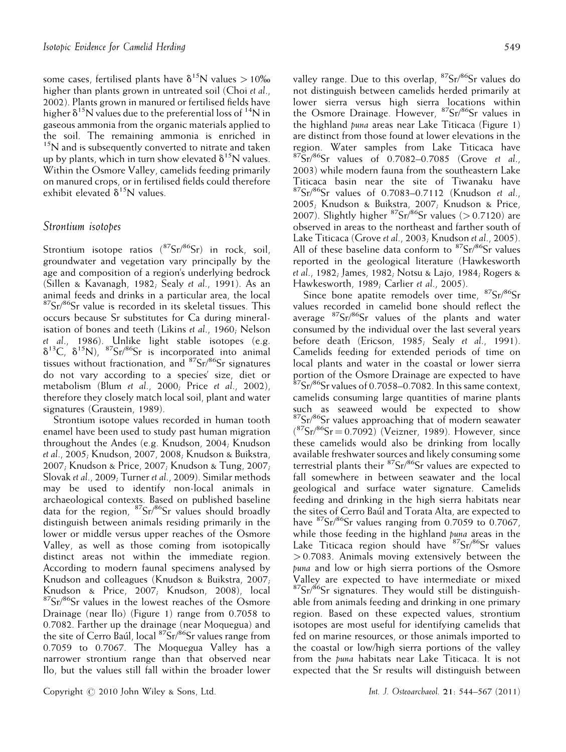some cases, fertilised plants have $\delta^{15}$N values > 10‰ higher than plants grown in untreated soil (Choi *et al.*, 2002). Plants grown in manured or fertilised fields have higher $\delta^{15}$N values due to the preferential loss of $^{14}$N in gaseous ammonia from the organic materials applied to the soil. The remaining ammonia is enriched in $^{15}$N and is subsequently converted to nitrate and taken up by plants, which in turn show elevated $\delta^{15}$N values. Within the Osmore Valley, camelids feeding primarily on manured crops, or in fertilised fields could therefore exhibit elevated $\delta^{15}$N values.

## *Strontium isotopes*

Strontium isotope ratios ($^{87}$Sr/$^{86}$Sr) in rock, soil, groundwater and vegetation vary principally by the age and composition of a region's underlying bedrock (Sillen & Kavanagh, 1982; Sealy *et al.*, 1991). As an animal feeds and drinks in a particular area, the local $^{87}$Sr/$^{86}$Sr value is recorded in its skeletal tissues. This occurs because Sr substitutes for Ca during mineralisation of bones and teeth (Likins *et al.*, 1960; Nelson *et al.*, 1986). Unlike light stable isotopes (e.g. $\delta^{13}$C, $\delta^{15}$N), $^{87}$Sr/$^{86}$Sr is incorporated into animal tissues without fractionation, and $^{87}$Sr/$^{86}$Sr signatures do not vary according to a species' size, diet or metabolism (Blum *et al.*, 2000; Price *et al.*, 2002), therefore they closely match local soil, plant and water signatures (Graustein, 1989).

Strontium isotope values recorded in human tooth enamel have been used to study past human migration throughout the Andes (e.g. Knudson, 2004; Knudson *et al.*, 2005; Knudson, 2007, 2008; Knudson & Buikstra, 2007; Knudson & Price, 2007; Knudson & Tung, 2007; Slovak *et al.*, 2009; Turner *et al.*, 2009). Similar methods may be used to identify non-local animals in archaeological contexts. Based on published baseline data for the region, $^{87}$Sr/$^{86}$Sr values should broadly distinguish between animals residing primarily in the lower or middle versus upper reaches of the Osmore Valley, as well as those coming from isotopically distinct areas not within the immediate region. According to modern faunal specimens analysed by Knudson and colleagues (Knudson & Buikstra, 2007; Knudson & Price, 2007; Knudson, 2008), local $^{87}$Sr/$^{86}$Sr values in the lowest reaches of the Osmore Drainage (near Ilo) (Figure 1) range from 0.7058 to 0.7082. Farther up the drainage (near Moquegua) and the site of Cerro Baúl, local $^{87}$Sr/$^{86}$Sr values range from 0.7059 to 0.7067. The Moquegua Valley has a narrower strontium range than that observed near Ilo, but the values still fall within the broader lower valley range. Due to this overlap, $^{87}$Sr/$^{86}$Sr values do not distinguish between camelids herded primarily at lower sierra versus high sierra locations within the Osmore Drainage. However, $^{87}$Sr/$^{86}$Sr values in the highland *puna* areas near Lake Titicaca (Figure 1) are distinct from those found at lower elevations in the region. Water samples from Lake Titicaca have $^{87}$Sr/$^{86}$Sr values of 0.7082–0.7085 (Grove *et al.*, 2003) while modern fauna from the southeastern Lake Titicaca basin near the site of Tiwanaku have $^{87}$Sr/$^{86}$Sr values of 0.7083–0.7112 (Knudson *et al.*, 2005; Knudson & Buikstra, 2007; Knudson & Price, 2007). Slightly higher $^{87}$Sr/$^{86}$Sr values (> 0.7120) are observed in areas to the northeast and farther south of Lake Titicaca (Grove *et al.*, 2003; Knudson *et al.*, 2005). All of these baseline data conform to $^{87}$Sr/$^{86}$Sr values reported in the geological literature (Hawkesworth *et al.*, 1982; James, 1982; Notsu & Lajo, 1984; Rogers & Hawkesworth, 1989; Carlier *et al.*, 2005).

Since bone apatite remodels over time, $^{87}$Sr/$^{86}$Sr values recorded in camelid bone should reflect the average $^{87}$Sr/$^{86}$Sr values of the plants and water consumed by the individual over the last several years before death (Ericson, 1985; Sealy *et al.*, 1991). Camelids feeding for extended periods of time on local plants and water in the coastal or lower sierra portion of the Osmore Drainage are expected to have $^{87}$Sr/$^{86}$Sr values of 0.7058–0.7082. In this same context, camelids consuming large quantities of marine plants such as seaweed would be expected to show $^{87}$Sr/$^{86}$Sr values approaching that of modern seawater ($^{87}$Sr/$^{86}$Sr = 0.7092) (Veizner, 1989). However, since these camelids would also be drinking from locally available freshwater sources and likely consuming some terrestrial plants their $^{87}$Sr/$^{86}$Sr values are expected to fall somewhere in between seawater and the local geological and surface water signature. Camelids feeding and drinking in the high sierra habitats near the sites of Cerro Baúl and Torata Alta, are expected to have $^{87}$Sr/$^{86}$Sr values ranging from 0.7059 to 0.7067, while those feeding in the highland *puna* areas in the Lake Titicaca region should have $^{87}$Sr/$^{86}$Sr values > 0.7083. Animals moving extensively between the *puna* and low or high sierra portions of the Osmore Valley are expected to have intermediate or mixed $^{87}$Sr/$^{86}$Sr signatures. They would still be distinguishable from animals feeding and drinking in one primary region. Based on these expected values, strontium isotopes are most useful for identifying camelids that fed on marine resources, or those animals imported to the coastal or low/high sierra portions of the valley from the *puna* habitats near Lake Titicaca. It is not expected that the Sr results will distinguish between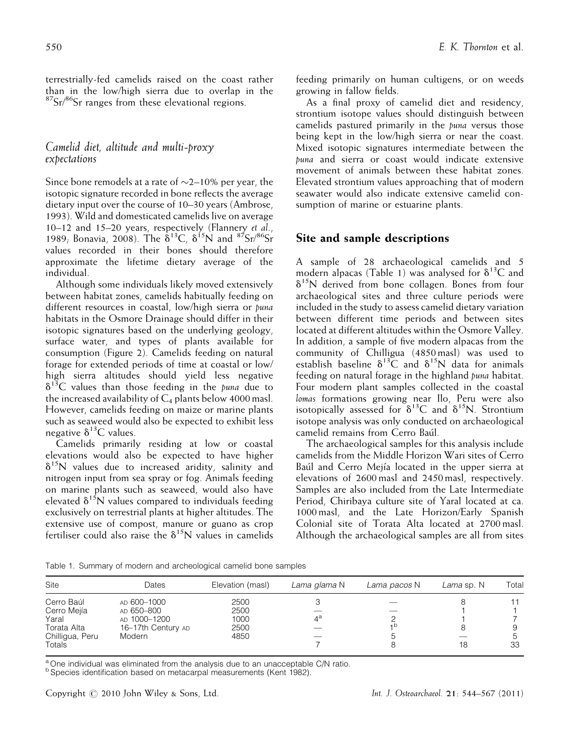terrestrially-fed camelids raised on the coast rather than in the low/high sierra due to overlap in the $^{87}Sr/^{86}Sr$ ranges from these elevational regions.

### Camelid diet, altitude and multi-proxy expectations

Since bone remodels at a rate of ~2–10% per year, the isotopic signature recorded in bone reflects the average dietary input over the course of 10–30 years (Ambrose, 1993). Wild and domesticated camelids live on average 10–12 and 15–20 years, respectively (Flannery *et al*., 1989; Bonavia, 2008). The $\delta^{13}C$, $\delta^{15}N$ and $^{87}Sr/^{86}Sr$ values recorded in their bones should therefore approximate the lifetime dietary average of the individual.

Although some individuals likely moved extensively between habitat zones, camelids habitually feeding on different resources in coastal, low/high sierra or *puna* habitats in the Osmore Drainage should differ in their isotopic signatures based on the underlying geology, surface water, and types of plants available for consumption (Figure 2). Camelids feeding on natural forage for extended periods of time at coastal or low/high sierra altitudes should yield less negative $\delta^{13}C$ values than those feeding in the *puna* due to the increased availability of $C_4$ plants below 4000 masl. However, camelids feeding on maize or marine plants such as seaweed would also be expected to exhibit less negative $\delta^{13}C$ values.

Camelids primarily residing at low or coastal elevations would also be expected to have higher $\delta^{15}N$ values due to increased aridity, salinity and nitrogen input from sea spray or fog. Animals feeding on marine plants such as seaweed, would also have elevated $\delta^{15}N$ values compared to individuals feeding exclusively on terrestrial plants at higher altitudes. The extensive use of compost, manure or guano as crop fertiliser could also raise the $\delta^{15}N$ values in camelids feeding primarily on human cultigens, or on weeds growing in fallow fields.

As a final proxy of camelid diet and residency, strontium isotope values should distinguish between camelids pastured primarily in the *puna* versus those being kept in the low/high sierra or near the coast. Mixed isotopic signatures intermediate between the *puna* and sierra or coast would indicate extensive movement of animals between these habitat zones. Elevated strontium values approaching that of modern seawater would also indicate extensive camelid consumption of marine or estuarine plants.

## Site and sample descriptions

A sample of 28 archaeological camelids and 5 modern alpacas (Table 1) was analysed for $\delta^{13}C$ and $\delta^{15}N$ derived from bone collagen. Bones from four archaeological sites and three culture periods were included in the study to assess camelid dietary variation between different time periods and between sites located at different altitudes within the Osmore Valley. In addition, a sample of five modern alpacas from the community of Chilligua (4850 masl) was used to establish baseline $\delta^{13}C$ and $\delta^{15}N$ data for animals feeding on natural forage in the highland *puna* habitat. Four modern plant samples collected in the coastal *lomas* formations growing near Ilo, Peru were also isotopically assessed for $\delta^{13}C$ and $\delta^{15}N$. Strontium isotope analysis was only conducted on archaeological camelid remains from Cerro Baúl.

The archaeological samples for this analysis include camelids from the Middle Horizon Wari sites of Cerro Baúl and Cerro Mejía located in the upper sierra at elevations of 2600 masl and 2450 masl, respectively. Samples are also included from the Late Intermediate Period, Chiribaya culture site of Yaral located at ca. 1000 masl, and the Late Horizon/Early Spanish Colonial site of Torata Alta located at 2700 masl. Although the archaeological samples are all from sites

Table 1. Summary of modern and archeological camelid bone samples

| Site | Dates | Elevation (masl) | *Lama glama* N | *Lama pacos* N | *Lama* sp. N | Total |
|---|---|---|---|---|---|---|
| Cerro Baúl | AD 600–1000 | 2500 | 3 | — | 8 | 11 |
| Cerro Mejía | AD 650–800 | 2500 | — | — | 1 | 1 |
| Yaral | AD 1000–1200 | 1000 | 4[a] | 2 | 1 | 7 |
| Torata Alta | 16–17th Century AD | 2500 | — | 1[b] | 8 | 9 |
| Chilligua, Peru | Modern | 4850 | — | 5 | — | 5 |
| Totals | | | 7 | 8 | 18 | 33 |

[a] One individual was eliminated from the analysis due to an unacceptable C/N ratio.
[b] Species identification based on metacarpal measurements (Kent 1982).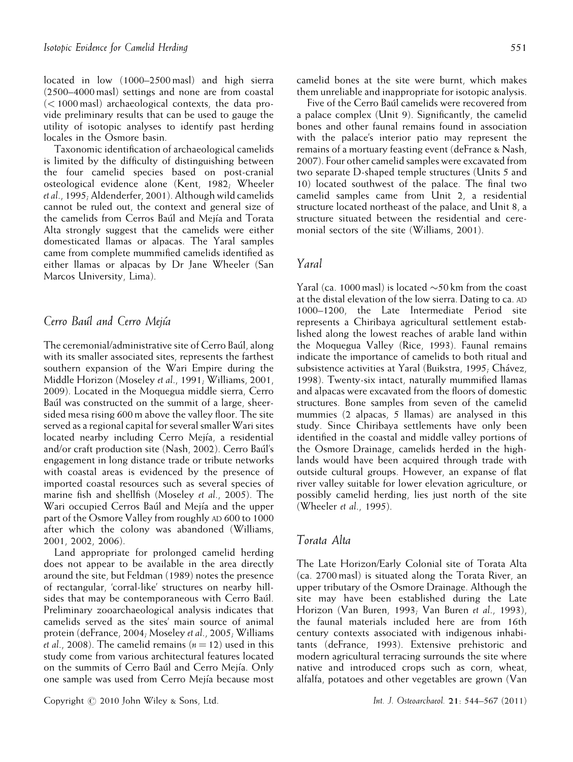located in low (1000–2500 masl) and high sierra (2500–4000 masl) settings and none are from coastal (< 1000 masl) archaeological contexts, the data provide preliminary results that can be used to gauge the utility of isotopic analyses to identify past herding locales in the Osmore basin.

Taxonomic identification of archaeological camelids is limited by the difficulty of distinguishing between the four camelid species based on post-cranial osteological evidence alone (Kent, 1982; Wheeler *et al*., 1995; Aldenderfer, 2001). Although wild camelids cannot be ruled out, the context and general size of the camelids from Cerros Baúl and Mejía and Torata Alta strongly suggest that the camelids were either domesticated llamas or alpacas. The Yaral samples came from complete mummified camelids identified as either llamas or alpacas by Dr Jane Wheeler (San Marcos University, Lima).

## Cerro Baúl and Cerro Mejía

The ceremonial/administrative site of Cerro Baúl, along with its smaller associated sites, represents the farthest southern expansion of the Wari Empire during the Middle Horizon (Moseley *et al*., 1991; Williams, 2001, 2009). Located in the Moquegua middle sierra, Cerro Baúl was constructed on the summit of a large, sheer-sided mesa rising 600 m above the valley floor. The site served as a regional capital for several smaller Wari sites located nearby including Cerro Mejía, a residential and/or craft production site (Nash, 2002). Cerro Baúl's engagement in long distance trade or tribute networks with coastal areas is evidenced by the presence of imported coastal resources such as several species of marine fish and shellfish (Moseley *et al*., 2005). The Wari occupied Cerros Baúl and Mejía and the upper part of the Osmore Valley from roughly AD 600 to 1000 after which the colony was abandoned (Williams, 2001, 2002, 2006).

Land appropriate for prolonged camelid herding does not appear to be available in the area directly around the site, but Feldman (1989) notes the presence of rectangular, 'corral-like' structures on nearby hillsides that may be contemporaneous with Cerro Baúl. Preliminary zooarchaeological analysis indicates that camelids served as the sites' main source of animal protein (deFrance, 2004; Moseley *et al*., 2005; Williams *et al*., 2008). The camelid remains ($n = 12$) used in this study come from various architectural features located on the summits of Cerro Baúl and Cerro Mejía. Only one sample was used from Cerro Mejía because most camelid bones at the site were burnt, which makes them unreliable and inappropriate for isotopic analysis.

Five of the Cerro Baúl camelids were recovered from a palace complex (Unit 9). Significantly, the camelid bones and other faunal remains found in association with the palace's interior patio may represent the remains of a mortuary feasting event (deFrance & Nash, 2007). Four other camelid samples were excavated from two separate D-shaped temple structures (Units 5 and 10) located southwest of the palace. The final two camelid samples came from Unit 2, a residential structure located northeast of the palace, and Unit 8, a structure situated between the residential and ceremonial sectors of the site (Williams, 2001).

## Yaral

Yaral (ca. 1000 masl) is located ~50 km from the coast at the distal elevation of the low sierra. Dating to ca. AD 1000–1200, the Late Intermediate Period site represents a Chiribaya agricultural settlement established along the lowest reaches of arable land within the Moquegua Valley (Rice, 1993). Faunal remains indicate the importance of camelids to both ritual and subsistence activities at Yaral (Buikstra, 1995; Chávez, 1998). Twenty-six intact, naturally mummified llamas and alpacas were excavated from the floors of domestic structures. Bone samples from seven of the camelid mummies (2 alpacas, 5 llamas) are analysed in this study. Since Chiribaya settlements have only been identified in the coastal and middle valley portions of the Osmore Drainage, camelids herded in the highlands would have been acquired through trade with outside cultural groups. However, an expanse of flat river valley suitable for lower elevation agriculture, or possibly camelid herding, lies just north of the site (Wheeler *et al*., 1995).

## Torata Alta

The Late Horizon/Early Colonial site of Torata Alta (ca. 2700 masl) is situated along the Torata River, an upper tributary of the Osmore Drainage. Although the site may have been established during the Late Horizon (Van Buren, 1993; Van Buren *et al*., 1993), the faunal materials included here are from 16th century contexts associated with indigenous inhabitants (deFrance, 1993). Extensive prehistoric and modern agricultural terracing surrounds the site where native and introduced crops such as corn, wheat, alfalfa, potatoes and other vegetables are grown (Van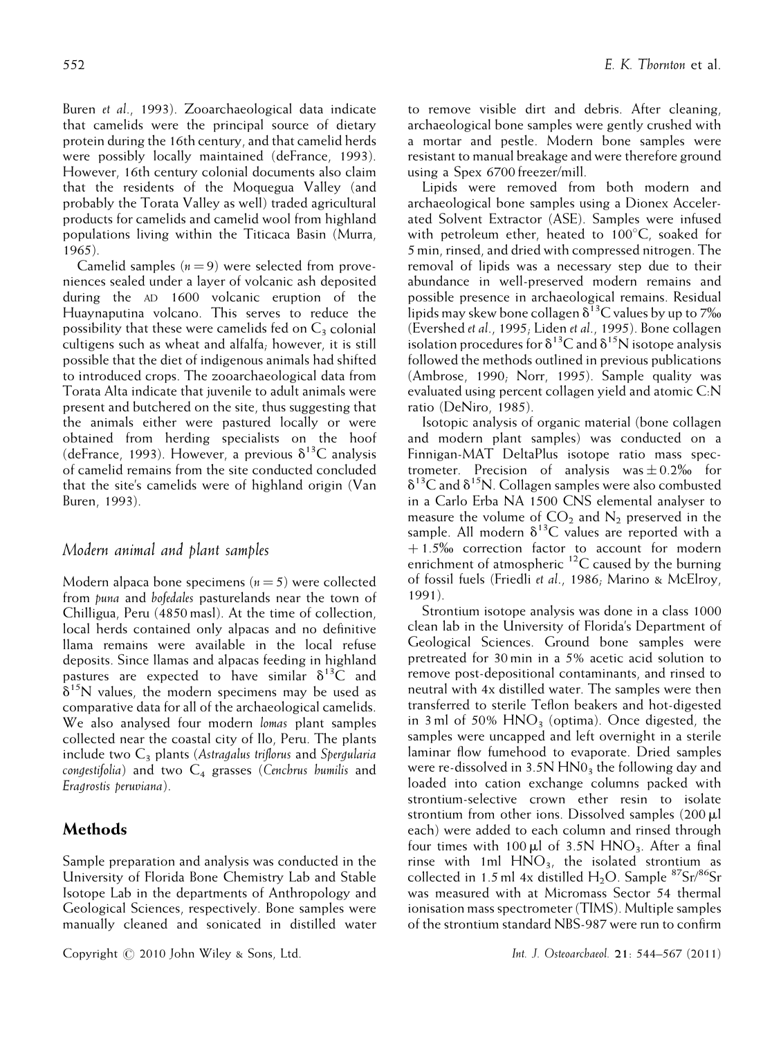Buren *et al.*, 1993). Zooarchaeological data indicate that camelids were the principal source of dietary protein during the 16th century, and that camelid herds were possibly locally maintained (deFrance, 1993). However, 16th century colonial documents also claim that the residents of the Moquegua Valley (and probably the Torata Valley as well) traded agricultural products for camelids and camelid wool from highland populations living within the Titicaca Basin (Murra, 1965).

Camelid samples ($n = 9$) were selected from proveniences sealed under a layer of volcanic ash deposited during the AD 1600 volcanic eruption of the Huaynaputina volcano. This serves to reduce the possibility that these were camelids fed on $C_3$ colonial cultigens such as wheat and alfalfa; however, it is still possible that the diet of indigenous animals had shifted to introduced crops. The zooarchaeological data from Torata Alta indicate that juvenile to adult animals were present and butchered on the site, thus suggesting that the animals either were pastured locally or were obtained from herding specialists on the hoof (deFrance, 1993). However, a previous $\delta^{13}C$ analysis of camelid remains from the site conducted concluded that the site's camelids were of highland origin (Van Buren, 1993).

### *Modern animal and plant samples*

Modern alpaca bone specimens ($n = 5$) were collected from *puna* and *bofedales* pasturelands near the town of Chilligua, Peru (4850 masl). At the time of collection, local herds contained only alpacas and no definitive llama remains were available in the local refuse deposits. Since llamas and alpacas feeding in highland pastures are expected to have similar $\delta^{13}C$ and $\delta^{15}N$ values, the modern specimens may be used as comparative data for all of the archaeological camelids. We also analysed four modern *lomas* plant samples collected near the coastal city of Ilo, Peru. The plants include two $C_3$ plants (*Astragalus triflorus* and *Spergularia congestifolia*) and two $C_4$ grasses (*Cenchrus humilis* and *Eragrostis peruviana*).

## Methods

Sample preparation and analysis was conducted in the University of Florida Bone Chemistry Lab and Stable Isotope Lab in the departments of Anthropology and Geological Sciences, respectively. Bone samples were manually cleaned and sonicated in distilled water to remove visible dirt and debris. After cleaning, archaeological bone samples were gently crushed with a mortar and pestle. Modern bone samples were resistant to manual breakage and were therefore ground using a Spex 6700 freezer/mill.

Lipids were removed from both modern and archaeological bone samples using a Dionex Accelerated Solvent Extractor (ASE). Samples were infused with petroleum ether, heated to 100°C, soaked for 5 min, rinsed, and dried with compressed nitrogen. The removal of lipids was a necessary step due to their abundance in well-preserved modern remains and possible presence in archaeological remains. Residual lipids may skew bone collagen $\delta^{13}C$ values by up to 7‰ (Evershed *et al.*, 1995; Liden *et al.*, 1995). Bone collagen isolation procedures for $\delta^{13}C$ and $\delta^{15}N$ isotope analysis followed the methods outlined in previous publications (Ambrose, 1990; Norr, 1995). Sample quality was evaluated using percent collagen yield and atomic C:N ratio (DeNiro, 1985).

Isotopic analysis of organic material (bone collagen and modern plant samples) was conducted on a Finnigan-MAT DeltaPlus isotope ratio mass spectrometer. Precision of analysis was $\pm 0.2$‰ for $\delta^{13}C$ and $\delta^{15}N$. Collagen samples were also combusted in a Carlo Erba NA 1500 CNS elemental analyser to measure the volume of $CO_2$ and $N_2$ preserved in the sample. All modern $\delta^{13}C$ values are reported with a $+1.5$‰ correction factor to account for modern enrichment of atmospheric $^{12}C$ caused by the burning of fossil fuels (Friedli *et al.*, 1986; Marino & McElroy, 1991).

Strontium isotope analysis was done in a class 1000 clean lab in the University of Florida's Department of Geological Sciences. Ground bone samples were pretreated for 30 min in a 5% acetic acid solution to remove post-depositional contaminants, and rinsed to neutral with 4x distilled water. The samples were then transferred to sterile Teflon beakers and hot-digested in 3 ml of 50% $HNO_3$ (optima). Once digested, the samples were uncapped and left overnight in a sterile laminar flow fumehood to evaporate. Dried samples were re-dissolved in 3.5N $HN0_3$ the following day and loaded into cation exchange columns packed with strontium-selective crown ether resin to isolate strontium from other ions. Dissolved samples (200 μl each) were added to each column and rinsed through four times with 100 μl of 3.5N $HNO_3$. After a final rinse with 1ml $HNO_3$, the isolated strontium as collected in 1.5 ml 4x distilled $H_2O$. Sample $^{87}Sr/^{86}Sr$ was measured with at Micromass Sector 54 thermal ionisation mass spectrometer (TIMS). Multiple samples of the strontium standard NBS-987 were run to confirm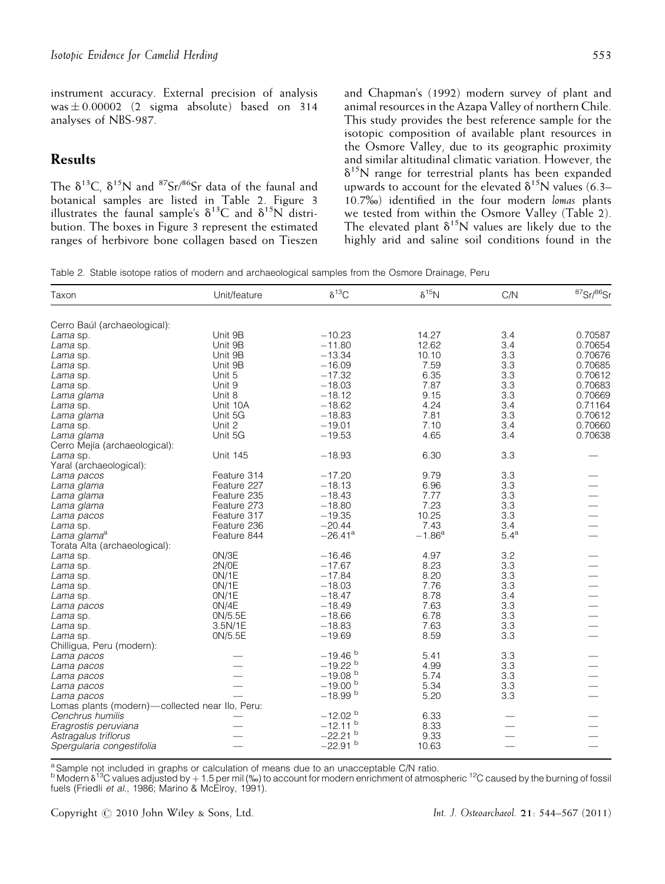instrument accuracy. External precision of analysis was ± 0.00002 (2 sigma absolute) based on 314 analyses of NBS-987.

## Results

The $\delta^{13}C$, $\delta^{15}N$ and $^{87}Sr/^{86}Sr$ data of the faunal and botanical samples are listed in Table 2. Figure 3 illustrates the faunal sample's $\delta^{13}C$ and $\delta^{15}N$ distribution. The boxes in Figure 3 represent the estimated ranges of herbivore bone collagen based on Tieszen and Chapman's (1992) modern survey of plant and animal resources in the Azapa Valley of northern Chile. This study provides the best reference sample for the isotopic composition of available plant resources in the Osmore Valley, due to its geographic proximity and similar altitudinal climatic variation. However, the $\delta^{15}N$ range for terrestrial plants has been expanded upwards to account for the elevated $\delta^{15}N$ values (6.3–10.7‰) identified in the four modern *lomas* plants we tested from within the Osmore Valley (Table 2). The elevated plant $\delta^{15}N$ values are likely due to the highly arid and saline soil conditions found in the

Table 2. Stable isotope ratios of modern and archaeological samples from the Osmore Drainage, Peru

| Taxon | Unit/feature | $\delta^{13}C$ | $\delta^{15}N$ | C/N | $^{87}Sr/^{86}Sr$ |
|---|---|---|---|---|---|
| Cerro Baúl (archaeological): | | | | | |
| *Lama* sp. | Unit 9B | −10.23 | 14.27 | 3.4 | 0.70587 |
| *Lama* sp. | Unit 9B | −11.80 | 12.62 | 3.4 | 0.70654 |
| *Lama* sp. | Unit 9B | −13.34 | 10.10 | 3.3 | 0.70676 |
| *Lama* sp. | Unit 9B | −16.09 | 7.59 | 3.3 | 0.70685 |
| *Lama* sp. | Unit 5 | −17.32 | 6.35 | 3.3 | 0.70612 |
| *Lama* sp. | Unit 9 | −18.03 | 7.87 | 3.3 | 0.70683 |
| *Lama glama* | Unit 8 | −18.12 | 9.15 | 3.3 | 0.70669 |
| *Lama* sp. | Unit 10A | −18.62 | 4.24 | 3.4 | 0.71164 |
| *Lama glama* | Unit 5G | −18.83 | 7.81 | 3.3 | 0.70612 |
| *Lama* sp. | Unit 2 | −19.01 | 7.10 | 3.4 | 0.70660 |
| *Lama glama* | Unit 5G | −19.53 | 4.65 | 3.4 | 0.70638 |
| Cerro Mejía (archaeological): | | | | | |
| *Lama* sp. | Unit 145 | −18.93 | 6.30 | 3.3 | — |
| Yaral (archaeological): | | | | | |
| *Lama pacos* | Feature 314 | −17.20 | 9.79 | 3.3 | — |
| *Lama glama* | Feature 227 | −18.13 | 6.96 | 3.3 | — |
| *Lama glama* | Feature 235 | −18.43 | 7.77 | 3.3 | — |
| *Lama glama* | Feature 273 | −18.80 | 7.23 | 3.3 | — |
| *Lama pacos* | Feature 317 | −19.35 | 10.25 | 3.3 | — |
| *Lama* sp. | Feature 236 | −20.44 | 7.43 | 3.4 | — |
| *Lama glama*[a] | Feature 844 | −26.41[a] | −1.86[a] | 5.4[a] | — |
| Torata Alta (archaeological): | | | | | |
| *Lama* sp. | 0N/3E | −16.46 | 4.97 | 3.2 | — |
| *Lama* sp. | 2N/0E | −17.67 | 8.23 | 3.3 | — |
| *Lama* sp. | 0N/1E | −17.84 | 8.20 | 3.3 | — |
| *Lama* sp. | 0N/1E | −18.03 | 7.76 | 3.3 | — |
| *Lama* sp. | 0N/1E | −18.47 | 8.78 | 3.4 | — |
| *Lama pacos* | 0N/4E | −18.49 | 7.63 | 3.3 | — |
| *Lama* sp. | 0N/5.5E | −18.66 | 6.78 | 3.3 | — |
| *Lama* sp. | 3.5N/1E | −18.83 | 7.63 | 3.3 | — |
| *Lama* sp. | 0N/5.5E | −19.69 | 8.59 | 3.3 | — |
| Chilligua, Peru (modern): | | | | | |
| *Lama pacos* | — | −19.46[b] | 5.41 | 3.3 | — |
| *Lama pacos* | — | −19.22[b] | 4.99 | 3.3 | — |
| *Lama pacos* | — | −19.08[b] | 5.74 | 3.3 | — |
| *Lama pacos* | — | −19.00[b] | 5.34 | 3.3 | — |
| *Lama pacos* | — | −18.99[b] | 5.20 | 3.3 | — |
| Lomas plants (modern)—collected near Ilo, Peru: | | | | | |
| *Cenchrus humilis* | — | −12.02[b] | 6.33 | — | — |
| *Eragrostis peruviana* | — | −12.11[b] | 8.33 | — | — |
| *Astragalus triflorus* | — | −22.21[b] | 9.33 | — | — |
| *Spergularia congestifolia* | — | −22.91[b] | 10.63 | — | — |

[a] Sample not included in graphs or calculation of means due to an unacceptable C/N ratio.
[b] Modern $\delta^{13}C$ values adjusted by + 1.5 per mil (‰) to account for modern enrichment of atmospheric $^{12}C$ caused by the burning of fossil fuels (Friedli *et al.*, 1986; Marino & McElroy, 1991).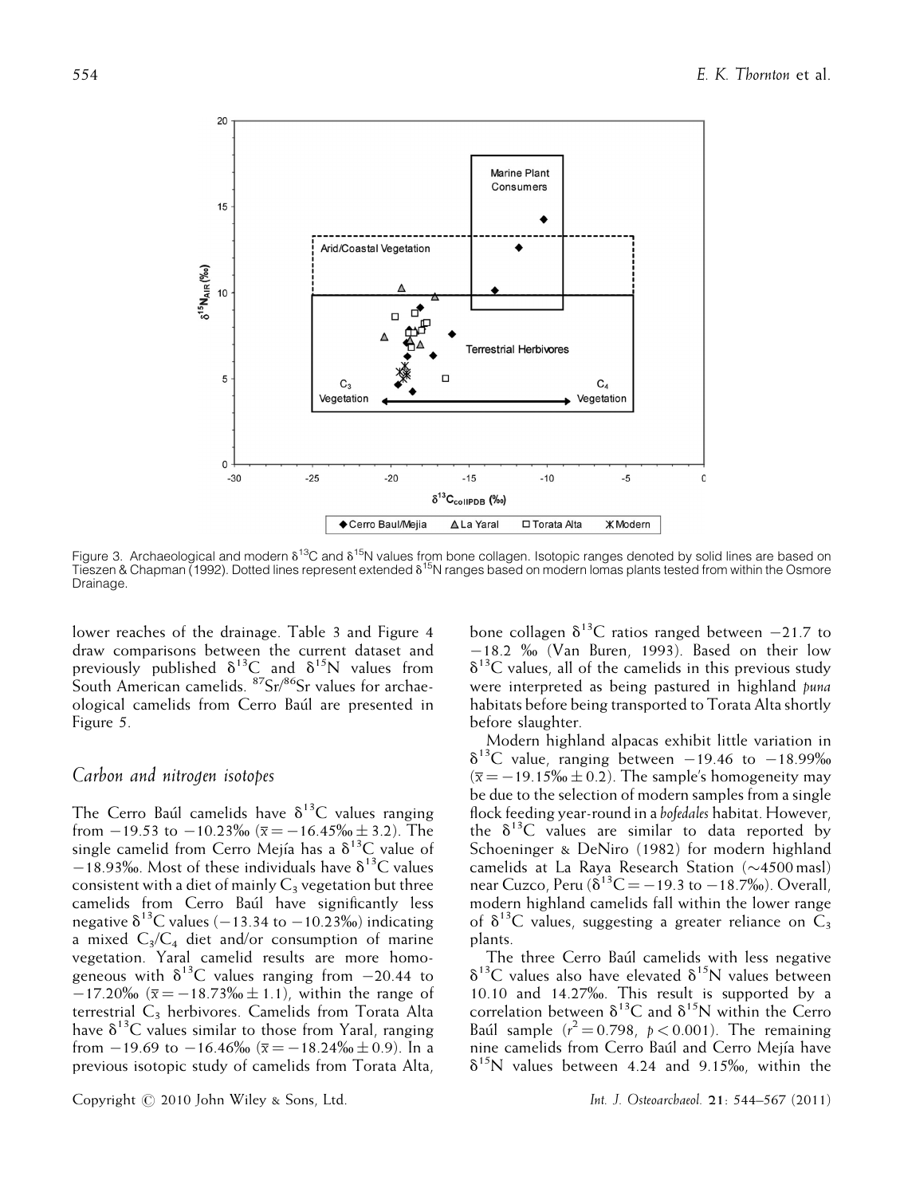Figure 3. Archaeological and modern $\delta^{13}C$ and $\delta^{15}N$ values from bone collagen. Isotopic ranges denoted by solid lines are based on Tieszen & Chapman (1992). Dotted lines represent extended $\delta^{15}N$ ranges based on modern lomas plants tested from within the Osmore Drainage.

lower reaches of the drainage. Table 3 and Figure 4 draw comparisons between the current dataset and previously published $\delta^{13}C$ and $\delta^{15}N$ values from South American camelids. $^{87}Sr/^{86}Sr$ values for archaeological camelids from Cerro Baúl are presented in Figure 5.

## *Carbon and nitrogen isotopes*

The Cerro Baúl camelids have $\delta^{13}C$ values ranging from −19.53 to −10.23‰ ($\bar{x} = -16.45‰ \pm 3.2$). The single camelid from Cerro Mejía has a $\delta^{13}C$ value of −18.93‰. Most of these individuals have $\delta^{13}C$ values consistent with a diet of mainly $C_3$ vegetation but three camelids from Cerro Baúl have significantly less negative $\delta^{13}C$ values (−13.34 to −10.23‰) indicating a mixed $C_3$/$C_4$ diet and/or consumption of marine vegetation. Yaral camelid results are more homogeneous with $\delta^{13}C$ values ranging from −20.44 to −17.20‰ ($\bar{x} = -18.73‰ \pm 1.1$), within the range of terrestrial $C_3$ herbivores. Camelids from Torata Alta have $\delta^{13}C$ values similar to those from Yaral, ranging from −19.69 to −16.46‰ ($\bar{x} = -18.24‰ \pm 0.9$). In a previous isotopic study of camelids from Torata Alta, bone collagen $\delta^{13}C$ ratios ranged between −21.7 to −18.2 ‰ (Van Buren, 1993). Based on their low $\delta^{13}C$ values, all of the camelids in this previous study were interpreted as being pastured in highland *puna* habitats before being transported to Torata Alta shortly before slaughter.

Modern highland alpacas exhibit little variation in $\delta^{13}C$ value, ranging between −19.46 to −18.99‰ ($\bar{x} = -19.15‰ \pm 0.2$). The sample's homogeneity may be due to the selection of modern samples from a single flock feeding year-round in a *bofedales* habitat. However, the $\delta^{13}C$ values are similar to data reported by Schoeninger & DeNiro (1982) for modern highland camelids at La Raya Research Station (~4500 masl) near Cuzco, Peru ($\delta^{13}C = -19.3$ to −18.7‰). Overall, modern highland camelids fall within the lower range of $\delta^{13}C$ values, suggesting a greater reliance on $C_3$ plants.

The three Cerro Baúl camelids with less negative $\delta^{13}C$ values also have elevated $\delta^{15}N$ values between 10.10 and 14.27‰. This result is supported by a correlation between $\delta^{13}C$ and $\delta^{15}N$ within the Cerro Baúl sample ($r^2 = 0.798$, $p < 0.001$). The remaining nine camelids from Cerro Baúl and Cerro Mejía have $\delta^{15}N$ values between 4.24 and 9.15‰, within the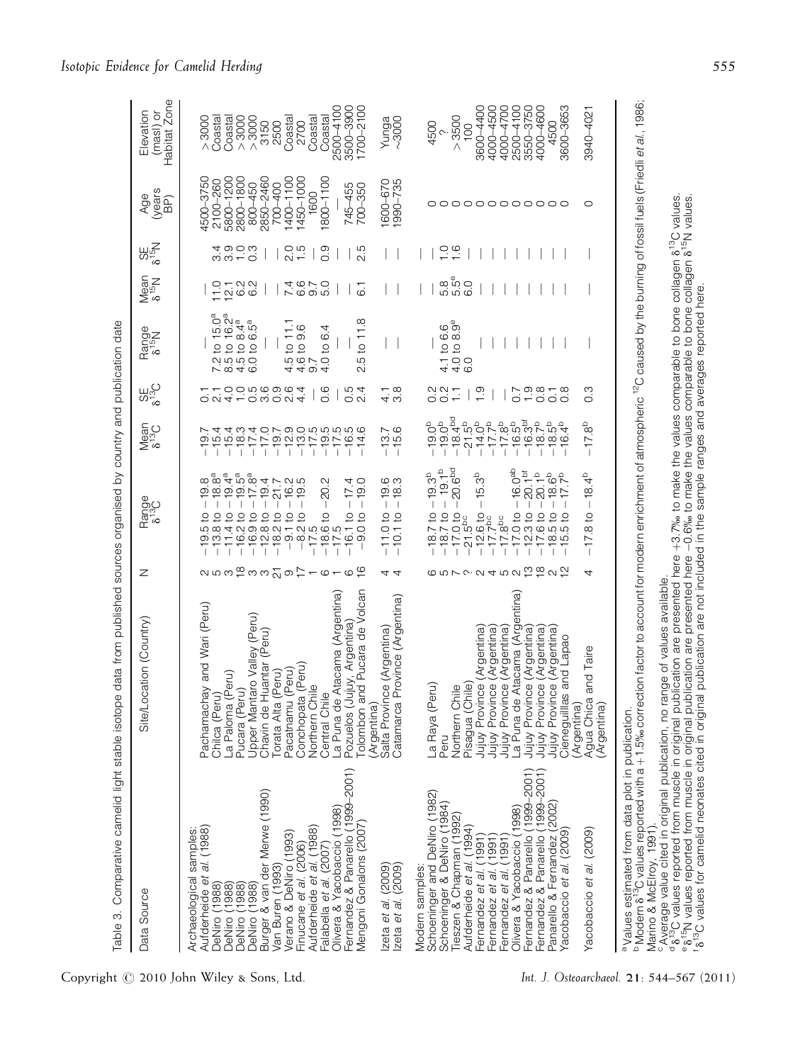Table 3. Comparative camelid light stable isotope data from published sources organised by country and publication date

| Data Source | Site/Location (Country) | N | Range $\delta^{13}C$ | Mean $\delta^{13}C$ | SE $\delta^{13}C$ | Range $\delta^{15}N$ | Mean $\delta^{15}N$ | SE $\delta^{15}N$ | Age (years BP) | Elevation (masl) or Habitat Zone |
|---|---|---|---|---|---|---|---|---|---|---|
| Archaeological samples: | | | | | | | | | | |
| Aufderheide *et al.* (1988) | Pachamachay and Wari (Peru) | 2 | −19.5 to −19.8 | −19.7 | 0.1 | — | — | — | 4500–3750 | >3000 |
| DeNiro (1988) | Chilca (Peru) | 5 | −13.8 to −18.8[a] | −15.4 | 2.1 | 7.2 to 15.0[a] | 11.0 | 3.4 | 2100–260 | Coastal |
| DeNiro (1988) | La Paloma (Peru) | 3 | −11.4 to −19.4[a] | −15.4 | 4.0 | 8.5 to 16.2[a] | 12.1 | 3.9 | 5800–1200 | Coastal |
| DeNiro (1988) | Pucara (Peru) | 18 | −16.2 to −19.5[a] | −18.3 | 1.0 | 4.5 to 8.4[a] | 6.2 | 1.0 | 2800–1800 | >3000 |
| DeNiro (1988) | Upper Mantaro Valley (Peru) | 3 | −16.9 to −17.8[a] | −17.4 | 0.5 | 6.0 to 6.5[a] | 6.2 | 0.3 | 800–450 | >3000 |
| Burger & van der Merwe (1990) | Chavin de Huantar (Peru) | 3 | −12.8 to −19.4 | −17.0 | 3.6 | — | — | — | 2850–2460 | 3150 |
| Van Buren (1993) | Torata Alta (Peru) | 21 | −18.2 to −21.7 | −19.7 | 0.9 | — | — | — | 700–400 | 2500 |
| Verano & DeNiro (1993) | Pacatnamu (Peru) | 9 | −9.1 to −16.2 | −12.9 | 2.6 | 4.5 to 11.1 | 7.4 | 2.0 | 1400–1100 | Coastal |
| Finucane *et al.* (2006) | Conchopata (Peru) | 17 | −8.2 to −19.5 | −13.0 | 4.4 | 4.6 to 9.6 | 6.6 | 1.5 | 1450–1000 | 2700 |
| Aufderheide *et al.* (1988) | Northern Chile | 1 | −17.5 | −17.5 | — | 9.7 | 9.7 | — | 1600 | Coastal |
| Falabella *et al.* (2007) | Central Chile | 6 | −18.6 to −20.2 | −19.5 | 0.6 | 4.0 to 6.4 | 5.0 | 0.9 | 1800–1100 | Coastal |
| Olivera & Yacobaccio (1998) | La Puna de Atacama (Argentina) | 1 | −17.5 | −17.5 | — | — | — | — | | 2500–4100 |
| Fernandez & Panarello (1999–2001) | Pozuelos (Jujuy, Argentina) | 6 | −16.1 to −17.4 | −16.5 | 0.5 | — | — | — | 745–455 | 3500–3900 |
| Mengoni Gonalons (2007) | Tolombon and Pucara de Volcan (Argentina) | 16 | −9.0 to −19.0 | −14.6 | 2.4 | 2.5 to 11.8 | 6.1 | 2.5 | 700–350 | 1700–2100 |
| Izeta *et al.* (2009) | Salta Province (Argentina) | 4 | −11.0 to −19.6 | −13.7 | 4.1 | — | — | — | 1600–670 | Yunga |
| Izeta *et al.* (2009) | Catamarca Province (Argentina) | 4 | −10.1 to −18.3 | −15.6 | 3.8 | — | — | — | 1990–735 | ~3000 |
| Modern samples: | | | | | | | | | | |
| Schoeninger and DeNiro (1982) | La Raya (Peru) | 6 | −18.7 to −19.3[b] | −19.0[b] | 0.2 | — | — | — | 0 | 4500 |
| Schoeninger & DeNiro (1984) | Peru | 5 | −18.7 to −19.1[b] | −19.0[b] | 0.2 | 4.1 to 6.6 | 5.8 | 1.0 | 0 | ? |
| Tieszen & Chapman (1992) | Northern Chile | 7 | −17.0 to −20.6[bd] | −18.4[bd] | 1.1 | 4.0 to 8.9[e] | 5.5[e] | 1.6 | 0 | >3500 |
| Aufderheide *et al.* (1994) | Pisagua (Chile) | ? | −21.5[bc] | −21.5[b] | — | 6.0 | 6.0 | — | 0 | 100 |
| Fernandez *et al.* (1991) | Jujuy Province (Argentina) | 2 | −12.6 to −15.3[b] | −14.0[b] | 1.9 | — | — | — | 0 | 3600–4400 |
| Fernandez *et al.* (1991) | Jujuy Province (Argentina) | 4 | −17.7[bc] | −17.7[b] | — | — | — | — | 0 | 4000–4500 |
| Fernandez *et al.* (1991) | Jujuy Province (Argentina) | 5 | −17.8[bc] | −17.8[b] | — | — | — | — | 0 | 4000–4700 |
| Olivera & Yacobaccio (1998) | La Puna de Atacama (Argentina) | 2 | −17.0 to −16.0[ab] | −16.5[b] | 0.7 | — | — | — | 0 | 2500–4100 |
| Fernandez & Panarello (1999–2001) | Jujuy Province (Argentina) | 13 | −12.3 to −20.1[bf] | −16.3[bf] | 1.9 | — | — | — | 0 | 3550–3750 |
| Fernandez & Panarello (1999–2001) | Jujuy Province (Argentina) | 18 | −17.6 to −20.1[b] | −18.7[b] | 0.8 | — | — | — | 0 | 4000–4600 |
| Panarello & Fernandez (2002) | Jujuy Province (Argentina) | 2 | −18.5 to −18.6[b] | −18.5[b] | 0.1 | — | — | — | 0 | 4500 |
| Yacobaccio *et al.* (2009) | Cieneguillas and Lapao (Argentina) | 12 | −15.5 to −17.7[b] | −16.4[b] | 0.8 | — | — | — | 0 | 3600–3653 |
| Yacobaccio *et al.* (2009) | Agua Chica and Taire (Argentina) | 4 | −17.8 to −18.4[b] | −17.8[b] | 0.3 | — | — | — | 0 | 3940–4021 |

[a] Values estimated from data plot in publication.
[b] Modern $\delta^{13}C$ values reported with a +1.5‰ correction factor to account for modern enrichment of atmospheric $^{12}C$ caused by the burning of fossil fuels (Friedli *et al.*, 1986; Marino & McElroy, 1991).
[c] Average value cited in original publication, no range of values available.
[d] $\delta^{13}C$ values reported from muscle in original publication are presented here +3.7‰ to make the values comparable to bone collagen $\delta^{13}C$ values.
[e] $\delta^{15}N$ values reported from muscle in original publication are presented here −0.6‰ to make the values comparable to bone collagen $\delta^{15}N$ values.
[f] $\delta^{13}C$ values for camelid neonates cited in original publication are not included in the sample ranges and averages reported here.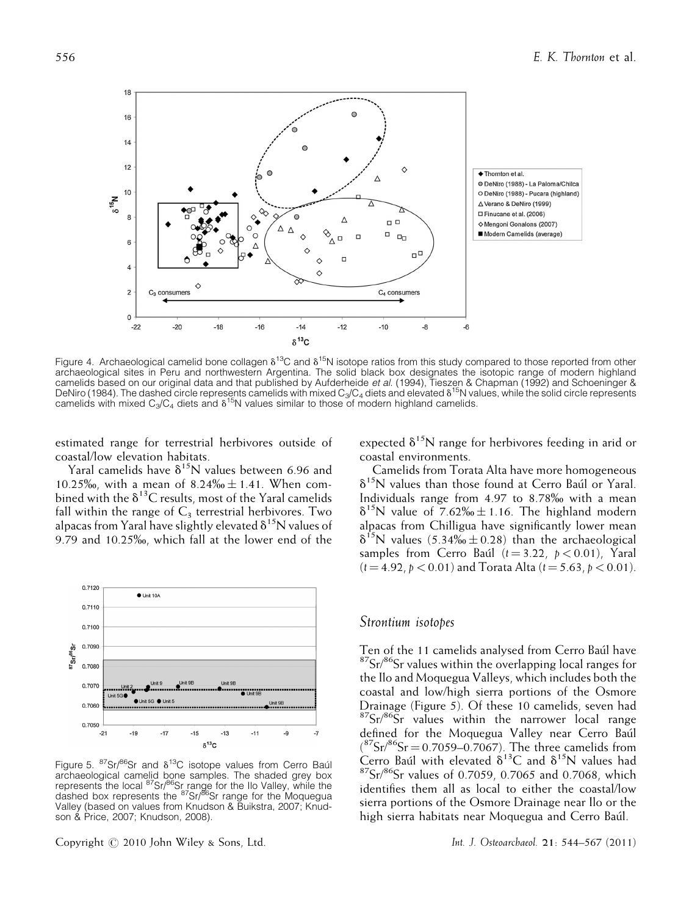Figure 4. Archaeological camelid bone collagen $\delta^{13}C$ and $\delta^{15}N$ isotope ratios from this study compared to those reported from other archaeological sites in Peru and northwestern Argentina. The solid black box designates the isotopic range of modern highland camelids based on our original data and that published by Aufderheide *et al.* (1994), Tieszen & Chapman (1992) and Schoeninger & DeNiro (1984). The dashed circle represents camelids with mixed $C_3/C_4$ diets and elevated $\delta^{15}N$ values, while the solid circle represents camelids with mixed $C_3/C_4$ diets and $\delta^{15}N$ values similar to those of modern highland camelids.

estimated range for terrestrial herbivores outside of coastal/low elevation habitats.

Yaral camelids have $\delta^{15}N$ values between 6.96 and 10.25‰, with a mean of 8.24‰ ± 1.41. When combined with the $\delta^{13}C$ results, most of the Yaral camelids fall within the range of $C_3$ terrestrial herbivores. Two alpacas from Yaral have slightly elevated $\delta^{15}N$ values of 9.79 and 10.25‰, which fall at the lower end of the expected $\delta^{15}N$ range for herbivores feeding in arid or coastal environments.

Camelids from Torata Alta have more homogeneous $\delta^{15}N$ values than those found at Cerro Baúl or Yaral. Individuals range from 4.97 to 8.78‰ with a mean $\delta^{15}N$ value of 7.62‰ ± 1.16. The highland modern alpacas from Chilligua have significantly lower mean $\delta^{15}N$ values (5.34‰ ± 0.28) than the archaeological samples from Cerro Baúl ($t = 3.22$, $p < 0.01$), Yaral ($t = 4.92$, $p < 0.01$) and Torata Alta ($t = 5.63$, $p < 0.01$).

Figure 5. $^{87}Sr/^{86}Sr$ and $\delta^{13}C$ isotope values from Cerro Baúl archaeological camelid bone samples. The shaded grey box represents the local $^{87}Sr/^{86}Sr$ range for the Ilo Valley, while the dashed box represents the $^{87}Sr/^{86}Sr$ range for the Moquegua Valley (based on values from Knudson & Buikstra, 2007; Knudson & Price, 2007; Knudson, 2008).

## *Strontium isotopes*

Ten of the 11 camelids analysed from Cerro Baúl have $^{87}Sr/^{86}Sr$ values within the overlapping local ranges for the Ilo and Moquegua Valleys, which includes both the coastal and low/high sierra portions of the Osmore Drainage (Figure 5). Of these 10 camelids, seven had $^{87}Sr/^{86}Sr$ values within the narrower local range defined for the Moquegua Valley near Cerro Baúl ($^{87}Sr/^{86}Sr = 0.7059$–$0.7067$). The three camelids from Cerro Baúl with elevated $\delta^{13}C$ and $\delta^{15}N$ values had $^{87}Sr/^{86}Sr$ values of 0.7059, 0.7065 and 0.7068, which identifies them all as local to either the coastal/low sierra portions of the Osmore Drainage near Ilo or the high sierra habitats near Moquegua and Cerro Baúl.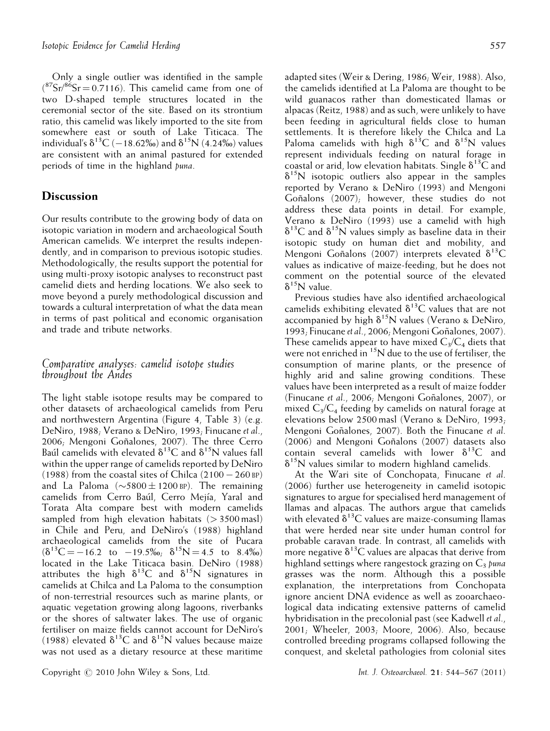Only a single outlier was identified in the sample ($^{87}Sr/^{86}Sr = 0.7116$). This camelid came from one of two D-shaped temple structures located in the ceremonial sector of the site. Based on its strontium ratio, this camelid was likely imported to the site from somewhere east or south of Lake Titicaca. The individual's $\delta^{13}C$ (−18.62‰) and $\delta^{15}N$ (4.24‰) values are consistent with an animal pastured for extended periods of time in the highland *puna*.

## Discussion

Our results contribute to the growing body of data on isotopic variation in modern and archaeological South American camelids. We interpret the results independently, and in comparison to previous isotopic studies. Methodologically, the results support the potential for using multi-proxy isotopic analyses to reconstruct past camelid diets and herding locations. We also seek to move beyond a purely methodological discussion and towards a cultural interpretation of what the data mean in terms of past political and economic organisation and trade and tribute networks.

### *Comparative analyses: camelid isotope studies throughout the Andes*

The light stable isotope results may be compared to other datasets of archaeological camelids from Peru and northwestern Argentina (Figure 4, Table 3) (e.g. DeNiro, 1988; Verano & DeNiro, 1993; Finucane *et al.*, 2006; Mengoni Goñalones, 2007). The three Cerro Baúl camelids with elevated $\delta^{13}C$ and $\delta^{15}N$ values fall within the upper range of camelids reported by DeNiro (1988) from the coastal sites of Chilca (2100 − 260 BP) and La Paloma (~5800 ± 1200 BP). The remaining camelids from Cerro Baúl, Cerro Mejía, Yaral and Torata Alta compare best with modern camelids sampled from high elevation habitats (> 3500 masl) in Chile and Peru, and DeNiro's (1988) highland archaeological camelids from the site of Pucara ($\delta^{13}C = -16.2$ to $-19.5$‰; $\delta^{15}N = 4.5$ to $8.4$‰) located in the Lake Titicaca basin. DeNiro (1988) attributes the high $\delta^{13}C$ and $\delta^{15}N$ signatures in camelids at Chilca and La Paloma to the consumption of non-terrestrial resources such as marine plants, or aquatic vegetation growing along lagoons, riverbanks or the shores of saltwater lakes. The use of organic fertiliser on maize fields cannot account for DeNiro's (1988) elevated $\delta^{13}C$ and $\delta^{15}N$ values because maize was not used as a dietary resource at these maritime adapted sites (Weir & Dering, 1986; Weir, 1988). Also, the camelids identified at La Paloma are thought to be wild guanacos rather than domesticated llamas or alpacas (Reitz, 1988) and as such, were unlikely to have been feeding in agricultural fields close to human settlements. It is therefore likely the Chilca and La Paloma camelids with high $\delta^{13}C$ and $\delta^{15}N$ values represent individuals feeding on natural forage in coastal or arid, low elevation habitats. Single $\delta^{13}C$ and $\delta^{15}N$ isotopic outliers also appear in the samples reported by Verano & DeNiro (1993) and Mengoni Goñalons (2007); however, these studies do not address these data points in detail. For example, Verano & DeNiro (1993) use a camelid with high $\delta^{13}C$ and $\delta^{15}N$ values simply as baseline data in their isotopic study on human diet and mobility, and Mengoni Goñalons (2007) interprets elevated $\delta^{13}C$ values as indicative of maize-feeding, but he does not comment on the potential source of the elevated $\delta^{15}N$ value.

Previous studies have also identified archaeological camelids exhibiting elevated $\delta^{13}C$ values that are not accompanied by high $\delta^{15}N$ values (Verano & DeNiro, 1993; Finucane *et al.*, 2006; Mengoni Goñalones, 2007). These camelids appear to have mixed $C_3$/$C_4$ diets that were not enriched in $^{15}N$ due to the use of fertiliser, the consumption of marine plants, or the presence of highly arid and saline growing conditions. These values have been interpreted as a result of maize fodder (Finucane *et al.*, 2006; Mengoni Goñalones, 2007), or mixed $C_3$/$C_4$ feeding by camelids on natural forage at elevations below 2500 masl (Verano & DeNiro, 1993; Mengoni Goñalones, 2007). Both the Finucane *et al.* (2006) and Mengoni Goñalons (2007) datasets also contain several camelids with lower $\delta^{13}C$ and $\delta^{15}N$ values similar to modern highland camelids.

At the Wari site of Conchopata, Finucane *et al.* (2006) further use heterogeneity in camelid isotopic signatures to argue for specialised herd management of llamas and alpacas. The authors argue that camelids with elevated $\delta^{13}C$ values are maize-consuming llamas that were herded near site under human control for probable caravan trade. In contrast, all camelids with more negative $\delta^{13}C$ values are alpacas that derive from highland settings where rangestock grazing on $C_3$ *puna* grasses was the norm. Although this a possible explanation, the interpretations from Conchopata ignore ancient DNA evidence as well as zooarchaeological data indicating extensive patterns of camelid hybridisation in the precolonial past (see Kadwell *et al.*, 2001; Wheeler, 2003; Moore, 2006). Also, because controlled breeding programs collapsed following the conquest, and skeletal pathologies from colonial sites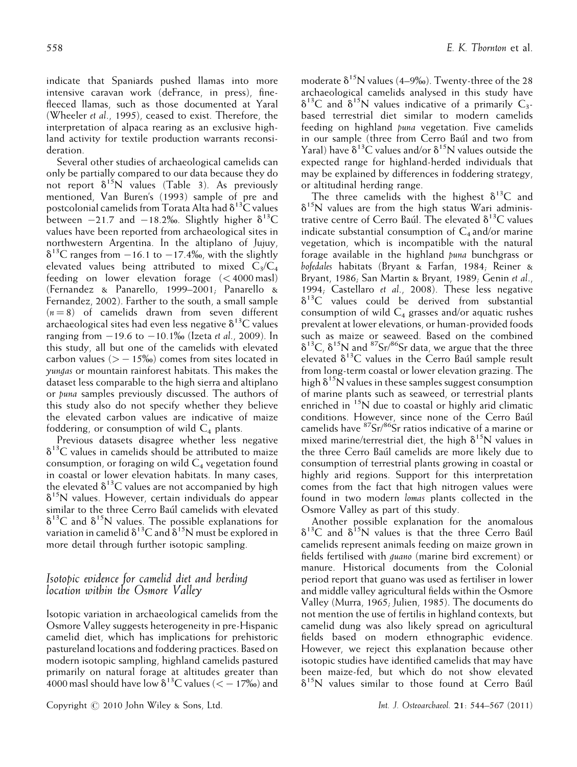indicate that Spaniards pushed llamas into more intensive caravan work (deFrance, in press), fine-fleeced llamas, such as those documented at Yaral (Wheeler *et al.*, 1995), ceased to exist. Therefore, the interpretation of alpaca rearing as an exclusive highland activity for textile production warrants reconsideration.

Several other studies of archaeological camelids can only be partially compared to our data because they do not report $\delta^{15}$N values (Table 3). As previously mentioned, Van Buren's (1993) sample of pre and postcolonial camelids from Torata Alta had $\delta^{13}$C values between −21.7 and −18.2‰. Slightly higher $\delta^{13}$C values have been reported from archaeological sites in northwestern Argentina. In the altiplano of Jujuy, $\delta^{13}$C ranges from −16.1 to −17.4‰, with the slightly elevated values being attributed to mixed $C_3/C_4$ feeding on lower elevation forage (< 4000 masl) (Fernandez & Panarello, 1999–2001; Panarello & Fernandez, 2002). Farther to the south, a small sample ($n = 8$) of camelids drawn from seven different archaeological sites had even less negative $\delta^{13}$C values ranging from −19.6 to −10.1‰ (Izeta *et al.*, 2009). In this study, all but one of the camelids with elevated carbon values (> −15‰) comes from sites located in *yungas* or mountain rainforest habitats. This makes the dataset less comparable to the high sierra and altiplano or *puna* samples previously discussed. The authors of this study also do not specify whether they believe the elevated carbon values are indicative of maize foddering, or consumption of wild $C_4$ plants.

Previous datasets disagree whether less negative $\delta^{13}$C values in camelids should be attributed to maize consumption, or foraging on wild $C_4$ vegetation found in coastal or lower elevation habitats. In many cases, the elevated $\delta^{13}$C values are not accompanied by high $\delta^{15}$N values. However, certain individuals do appear similar to the three Cerro Baúl camelids with elevated $\delta^{13}$C and $\delta^{15}$N values. The possible explanations for variation in camelid $\delta^{13}$C and $\delta^{15}$N must be explored in more detail through further isotopic sampling.

## *Isotopic evidence for camelid diet and herding location within the Osmore Valley*

Isotopic variation in archaeological camelids from the Osmore Valley suggests heterogeneity in pre-Hispanic camelid diet, which has implications for prehistoric pastureland locations and foddering practices. Based on modern isotopic sampling, highland camelids pastured primarily on natural forage at altitudes greater than 4000 masl should have low $\delta^{13}$C values (< −17‰) and moderate $\delta^{15}$N values (4–9‰). Twenty-three of the 28 archaeological camelids analysed in this study have $\delta^{13}$C and $\delta^{15}$N values indicative of a primarily $C_3$-based terrestrial diet similar to modern camelids feeding on highland *puna* vegetation. Five camelids in our sample (three from Cerro Baúl and two from Yaral) have $\delta^{13}$C values and/or $\delta^{15}$N values outside the expected range for highland-herded individuals that may be explained by differences in foddering strategy, or altitudinal herding range.

The three camelids with the highest $\delta^{13}$C and $\delta^{15}$N values are from the high status Wari administrative centre of Cerro Baúl. The elevated $\delta^{13}$C values indicate substantial consumption of $C_4$ and/or marine vegetation, which is incompatible with the natural forage available in the highland *puna* bunchgrass or *bofedales* habitats (Bryant & Farfan, 1984; Reiner & Bryant, 1986; San Martin & Bryant, 1989; Genin *et al.*, 1994; Castellaro *et al.*, 2008). These less negative $\delta^{13}$C values could be derived from substantial consumption of wild $C_4$ grasses and/or aquatic rushes prevalent at lower elevations, or human-provided foods such as maize or seaweed. Based on the combined $\delta^{13}$C, $\delta^{15}$N and $^{87}$Sr/$^{86}$Sr data, we argue that the three elevated $\delta^{13}$C values in the Cerro Baúl sample result from long-term coastal or lower elevation grazing. The high $\delta^{15}$N values in these samples suggest consumption of marine plants such as seaweed, or terrestrial plants enriched in $^{15}$N due to coastal or highly arid climatic conditions. However, since none of the Cerro Baúl camelids have $^{87}$Sr/$^{86}$Sr ratios indicative of a marine or mixed marine/terrestrial diet, the high $\delta^{15}$N values in the three Cerro Baúl camelids are more likely due to consumption of terrestrial plants growing in coastal or highly arid regions. Support for this interpretation comes from the fact that high nitrogen values were found in two modern *lomas* plants collected in the Osmore Valley as part of this study.

Another possible explanation for the anomalous $\delta^{13}$C and $\delta^{15}$N values is that the three Cerro Baúl camelids represent animals feeding on maize grown in fields fertilised with *guano* (marine bird excrement) or manure. Historical documents from the Colonial period report that guano was used as fertiliser in lower and middle valley agricultural fields within the Osmore Valley (Murra, 1965; Julien, 1985). The documents do not mention the use of fertilis in highland contexts, but camelid dung was also likely spread on agricultural fields based on modern ethnographic evidence. However, we reject this explanation because other isotopic studies have identified camelids that may have been maize-fed, but which do not show elevated $\delta^{15}$N values similar to those found at Cerro Baúl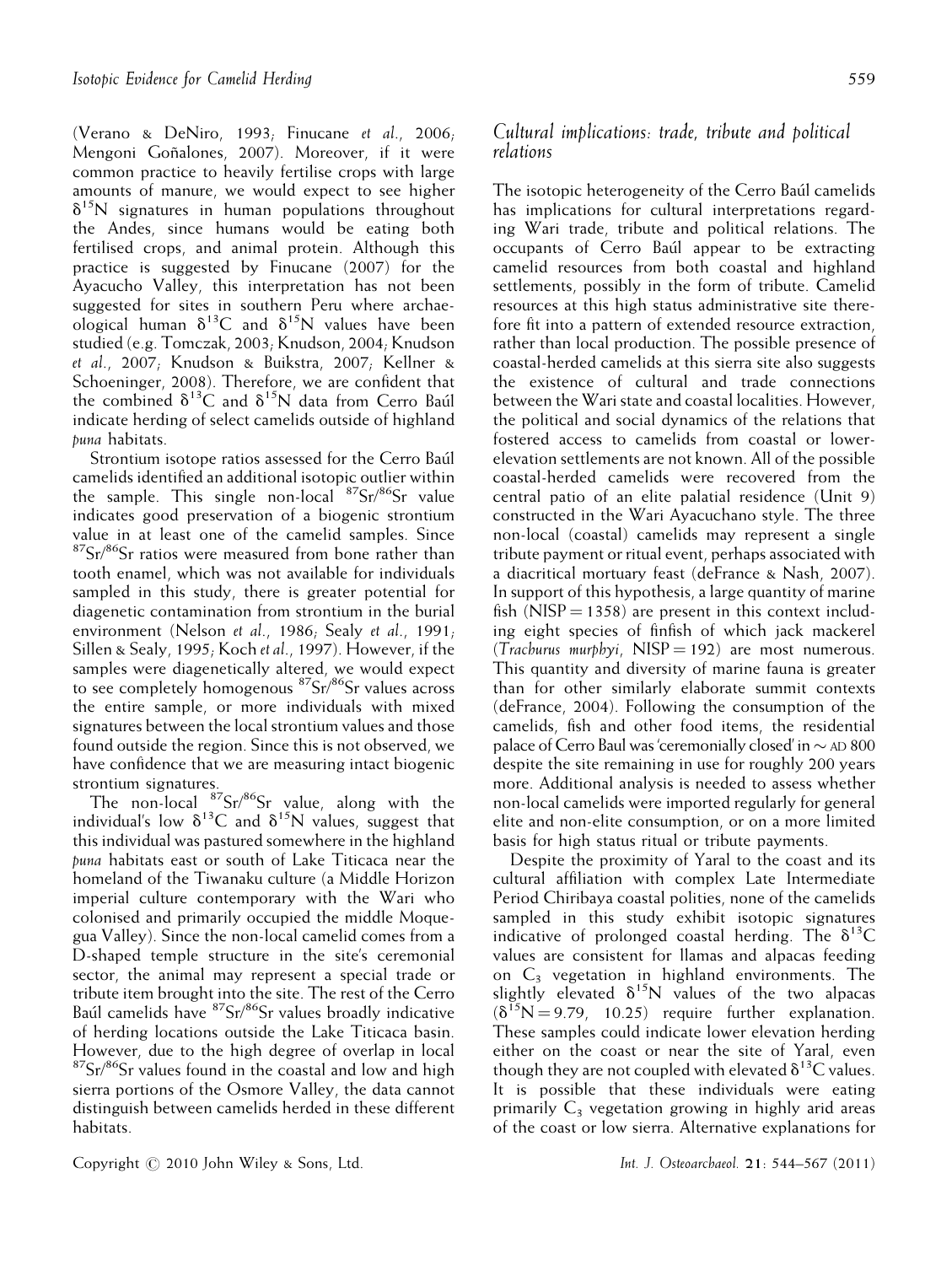(Verano & DeNiro, 1993; Finucane *et al.*, 2006; Mengoni Goñalones, 2007). Moreover, if it were common practice to heavily fertilise crops with large amounts of manure, we would expect to see higher $\delta^{15}N$ signatures in human populations throughout the Andes, since humans would be eating both fertilised crops, and animal protein. Although this practice is suggested by Finucane (2007) for the Ayacucho Valley, this interpretation has not been suggested for sites in southern Peru where archaeological human $\delta^{13}C$ and $\delta^{15}N$ values have been studied (e.g. Tomczak, 2003; Knudson, 2004; Knudson *et al.*, 2007; Knudson & Buikstra, 2007; Kellner & Schoeninger, 2008). Therefore, we are confident that the combined $\delta^{13}C$ and $\delta^{15}N$ data from Cerro Baúl indicate herding of select camelids outside of highland *puna* habitats.

Strontium isotope ratios assessed for the Cerro Baúl camelids identified an additional isotopic outlier within the sample. This single non-local $^{87}Sr/^{86}Sr$ value indicates good preservation of a biogenic strontium value in at least one of the camelid samples. Since $^{87}Sr/^{86}Sr$ ratios were measured from bone rather than tooth enamel, which was not available for individuals sampled in this study, there is greater potential for diagenetic contamination from strontium in the burial environment (Nelson *et al.*, 1986; Sealy *et al.*, 1991; Sillen & Sealy, 1995; Koch *et al.*, 1997). However, if the samples were diagenetically altered, we would expect to see completely homogenous $^{87}Sr/^{86}Sr$ values across the entire sample, or more individuals with mixed signatures between the local strontium values and those found outside the region. Since this is not observed, we have confidence that we are measuring intact biogenic strontium signatures.

The non-local $^{87}Sr/^{86}Sr$ value, along with the individual's low $\delta^{13}C$ and $\delta^{15}N$ values, suggest that this individual was pastured somewhere in the highland *puna* habitats east or south of Lake Titicaca near the homeland of the Tiwanaku culture (a Middle Horizon imperial culture contemporary with the Wari who colonised and primarily occupied the middle Moquegua Valley). Since the non-local camelid comes from a D-shaped temple structure in the site's ceremonial sector, the animal may represent a special trade or tribute item brought into the site. The rest of the Cerro Baúl camelids have $^{87}Sr/^{86}Sr$ values broadly indicative of herding locations outside the Lake Titicaca basin. However, due to the high degree of overlap in local $^{87}Sr/^{86}Sr$ values found in the coastal and low and high sierra portions of the Osmore Valley, the data cannot distinguish between camelids herded in these different habitats.

## Cultural implications: trade, tribute and political relations

The isotopic heterogeneity of the Cerro Baúl camelids has implications for cultural interpretations regarding Wari trade, tribute and political relations. The occupants of Cerro Baúl appear to be extracting camelid resources from both coastal and highland settlements, possibly in the form of tribute. Camelid resources at this high status administrative site therefore fit into a pattern of extended resource extraction, rather than local production. The possible presence of coastal-herded camelids at this sierra site also suggests the existence of cultural and trade connections between the Wari state and coastal localities. However, the political and social dynamics of the relations that fostered access to camelids from coastal or lower-elevation settlements are not known. All of the possible coastal-herded camelids were recovered from the central patio of an elite palatial residence (Unit 9) constructed in the Wari Ayacuchano style. The three non-local (coastal) camelids may represent a single tribute payment or ritual event, perhaps associated with a diacritical mortuary feast (deFrance & Nash, 2007). In support of this hypothesis, a large quantity of marine fish (NISP = 1358) are present in this context including eight species of finfish of which jack mackerel (*Trachurus murphyi*, NISP = 192) are most numerous. This quantity and diversity of marine fauna is greater than for other similarly elaborate summit contexts (deFrance, 2004). Following the consumption of the camelids, fish and other food items, the residential palace of Cerro Baul was 'ceremonially closed' in ~ AD 800 despite the site remaining in use for roughly 200 years more. Additional analysis is needed to assess whether non-local camelids were imported regularly for general elite and non-elite consumption, or on a more limited basis for high status ritual or tribute payments.

Despite the proximity of Yaral to the coast and its cultural affiliation with complex Late Intermediate Period Chiribaya coastal polities, none of the camelids sampled in this study exhibit isotopic signatures indicative of prolonged coastal herding. The $\delta^{13}C$ values are consistent for llamas and alpacas feeding on $C_3$ vegetation in highland environments. The slightly elevated $\delta^{15}N$ values of the two alpacas ($\delta^{15}N = 9.79$, 10.25) require further explanation. These samples could indicate lower elevation herding either on the coast or near the site of Yaral, even though they are not coupled with elevated $\delta^{13}C$ values. It is possible that these individuals were eating primarily $C_3$ vegetation growing in highly arid areas of the coast or low sierra. Alternative explanations for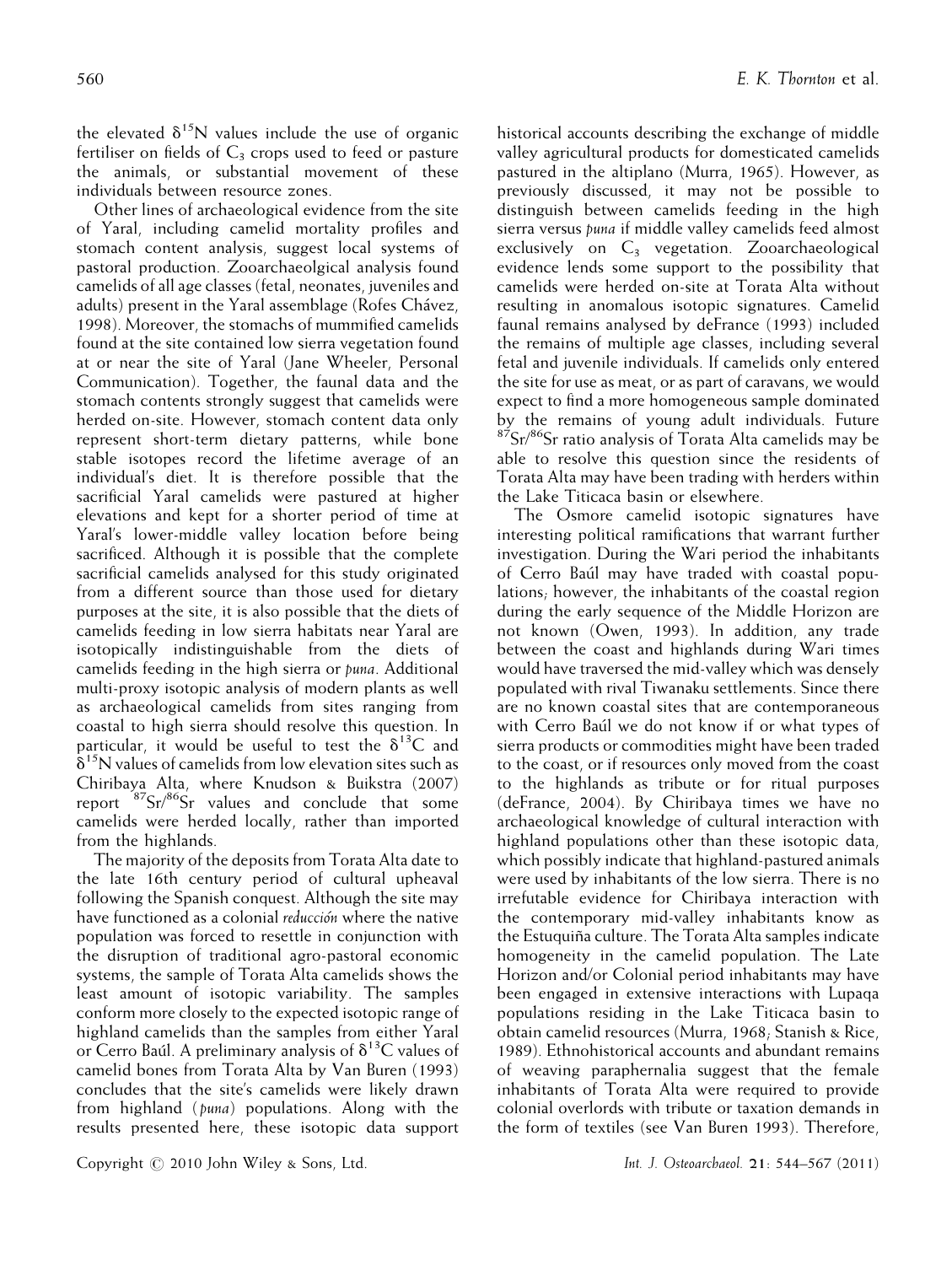the elevated $\delta^{15}N$ values include the use of organic fertiliser on fields of $C_3$ crops used to feed or pasture the animals, or substantial movement of these individuals between resource zones.

Other lines of archaeological evidence from the site of Yaral, including camelid mortality profiles and stomach content analysis, suggest local systems of pastoral production. Zooarchaeolgical analysis found camelids of all age classes (fetal, neonates, juveniles and adults) present in the Yaral assemblage (Rofes Chávez, 1998). Moreover, the stomachs of mummified camelids found at the site contained low sierra vegetation found at or near the site of Yaral (Jane Wheeler, Personal Communication). Together, the faunal data and the stomach contents strongly suggest that camelids were herded on-site. However, stomach content data only represent short-term dietary patterns, while bone stable isotopes record the lifetime average of an individual's diet. It is therefore possible that the sacrificial Yaral camelids were pastured at higher elevations and kept for a shorter period of time at Yaral's lower-middle valley location before being sacrificed. Although it is possible that the complete sacrificial camelids analysed for this study originated from a different source than those used for dietary purposes at the site, it is also possible that the diets of camelids feeding in low sierra habitats near Yaral are isotopically indistinguishable from the diets of camelids feeding in the high sierra or *puna*. Additional multi-proxy isotopic analysis of modern plants as well as archaeological camelids from sites ranging from coastal to high sierra should resolve this question. In particular, it would be useful to test the $\delta^{13}C$ and $\delta^{15}N$ values of camelids from low elevation sites such as Chiribaya Alta, where Knudson & Buikstra (2007) report $^{87}Sr/^{86}Sr$ values and conclude that some camelids were herded locally, rather than imported from the highlands.

The majority of the deposits from Torata Alta date to the late 16th century period of cultural upheaval following the Spanish conquest. Although the site may have functioned as a colonial *reducción* where the native population was forced to resettle in conjunction with the disruption of traditional agro-pastoral economic systems, the sample of Torata Alta camelids shows the least amount of isotopic variability. The samples conform more closely to the expected isotopic range of highland camelids than the samples from either Yaral or Cerro Baúl. A preliminary analysis of $\delta^{13}C$ values of camelid bones from Torata Alta by Van Buren (1993) concludes that the site's camelids were likely drawn from highland (*puna*) populations. Along with the results presented here, these isotopic data support historical accounts describing the exchange of middle valley agricultural products for domesticated camelids pastured in the altiplano (Murra, 1965). However, as previously discussed, it may not be possible to distinguish between camelids feeding in the high sierra versus *puna* if middle valley camelids feed almost exclusively on $C_3$ vegetation. Zooarchaeological evidence lends some support to the possibility that camelids were herded on-site at Torata Alta without resulting in anomalous isotopic signatures. Camelid faunal remains analysed by deFrance (1993) included the remains of multiple age classes, including several fetal and juvenile individuals. If camelids only entered the site for use as meat, or as part of caravans, we would expect to find a more homogeneous sample dominated by the remains of young adult individuals. Future $^{87}Sr/^{86}Sr$ ratio analysis of Torata Alta camelids may be able to resolve this question since the residents of Torata Alta may have been trading with herders within the Lake Titicaca basin or elsewhere.

The Osmore camelid isotopic signatures have interesting political ramifications that warrant further investigation. During the Wari period the inhabitants of Cerro Baúl may have traded with coastal populations; however, the inhabitants of the coastal region during the early sequence of the Middle Horizon are not known (Owen, 1993). In addition, any trade between the coast and highlands during Wari times would have traversed the mid-valley which was densely populated with rival Tiwanaku settlements. Since there are no known coastal sites that are contemporaneous with Cerro Baúl we do not know if or what types of sierra products or commodities might have been traded to the coast, or if resources only moved from the coast to the highlands as tribute or for ritual purposes (deFrance, 2004). By Chiribaya times we have no archaeological knowledge of cultural interaction with highland populations other than these isotopic data, which possibly indicate that highland-pastured animals were used by inhabitants of the low sierra. There is no irrefutable evidence for Chiribaya interaction with the contemporary mid-valley inhabitants know as the Estuquiña culture. The Torata Alta samples indicate homogeneity in the camelid population. The Late Horizon and/or Colonial period inhabitants may have been engaged in extensive interactions with Lupaqa populations residing in the Lake Titicaca basin to obtain camelid resources (Murra, 1968; Stanish & Rice, 1989). Ethnohistorical accounts and abundant remains of weaving paraphernalia suggest that the female inhabitants of Torata Alta were required to provide colonial overlords with tribute or taxation demands in the form of textiles (see Van Buren 1993). Therefore,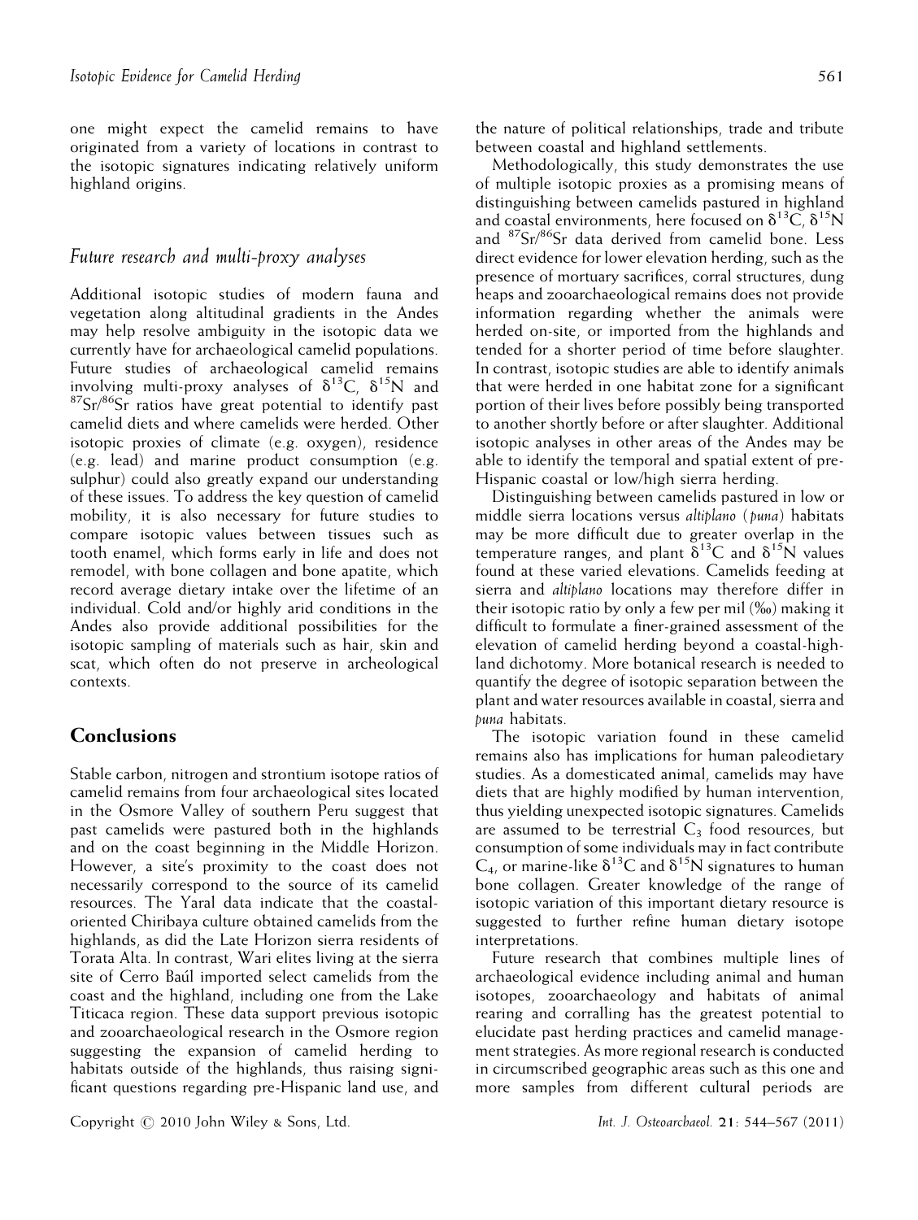one might expect the camelid remains to have originated from a variety of locations in contrast to the isotopic signatures indicating relatively uniform highland origins.

### *Future research and multi-proxy analyses*

Additional isotopic studies of modern fauna and vegetation along altitudinal gradients in the Andes may help resolve ambiguity in the isotopic data we currently have for archaeological camelid populations. Future studies of archaeological camelid remains involving multi-proxy analyses of $\delta^{13}C$, $\delta^{15}N$ and $^{87}Sr/^{86}Sr$ ratios have great potential to identify past camelid diets and where camelids were herded. Other isotopic proxies of climate (e.g. oxygen), residence (e.g. lead) and marine product consumption (e.g. sulphur) could also greatly expand our understanding of these issues. To address the key question of camelid mobility, it is also necessary for future studies to compare isotopic values between tissues such as tooth enamel, which forms early in life and does not remodel, with bone collagen and bone apatite, which record average dietary intake over the lifetime of an individual. Cold and/or highly arid conditions in the Andes also provide additional possibilities for the isotopic sampling of materials such as hair, skin and scat, which often do not preserve in archeological contexts.

## Conclusions

Stable carbon, nitrogen and strontium isotope ratios of camelid remains from four archaeological sites located in the Osmore Valley of southern Peru suggest that past camelids were pastured both in the highlands and on the coast beginning in the Middle Horizon. However, a site's proximity to the coast does not necessarily correspond to the source of its camelid resources. The Yaral data indicate that the coastal-oriented Chiribaya culture obtained camelids from the highlands, as did the Late Horizon sierra residents of Torata Alta. In contrast, Wari elites living at the sierra site of Cerro Baúl imported select camelids from the coast and the highland, including one from the Lake Titicaca region. These data support previous isotopic and zooarchaeological research in the Osmore region suggesting the expansion of camelid herding to habitats outside of the highlands, thus raising significant questions regarding pre-Hispanic land use, and the nature of political relationships, trade and tribute between coastal and highland settlements.

Methodologically, this study demonstrates the use of multiple isotopic proxies as a promising means of distinguishing between camelids pastured in highland and coastal environments, here focused on $\delta^{13}C$, $\delta^{15}N$ and $^{87}Sr/^{86}Sr$ data derived from camelid bone. Less direct evidence for lower elevation herding, such as the presence of mortuary sacrifices, corral structures, dung heaps and zooarchaeological remains does not provide information regarding whether the animals were herded on-site, or imported from the highlands and tended for a shorter period of time before slaughter. In contrast, isotopic studies are able to identify animals that were herded in one habitat zone for a significant portion of their lives before possibly being transported to another shortly before or after slaughter. Additional isotopic analyses in other areas of the Andes may be able to identify the temporal and spatial extent of pre-Hispanic coastal or low/high sierra herding.

Distinguishing between camelids pastured in low or middle sierra locations versus *altiplano* (*puna*) habitats may be more difficult due to greater overlap in the temperature ranges, and plant $\delta^{13}C$ and $\delta^{15}N$ values found at these varied elevations. Camelids feeding at sierra and *altiplano* locations may therefore differ in their isotopic ratio by only a few per mil (‰) making it difficult to formulate a finer-grained assessment of the elevation of camelid herding beyond a coastal-highland dichotomy. More botanical research is needed to quantify the degree of isotopic separation between the plant and water resources available in coastal, sierra and *puna* habitats.

The isotopic variation found in these camelid remains also has implications for human paleodietary studies. As a domesticated animal, camelids may have diets that are highly modified by human intervention, thus yielding unexpected isotopic signatures. Camelids are assumed to be terrestrial $C_3$ food resources, but consumption of some individuals may in fact contribute $C_4$, or marine-like $\delta^{13}C$ and $\delta^{15}N$ signatures to human bone collagen. Greater knowledge of the range of isotopic variation of this important dietary resource is suggested to further refine human dietary isotope interpretations.

Future research that combines multiple lines of archaeological evidence including animal and human isotopes, zooarchaeology and habitats of animal rearing and corralling has the greatest potential to elucidate past herding practices and camelid management strategies. As more regional research is conducted in circumscribed geographic areas such as this one and more samples from different cultural periods are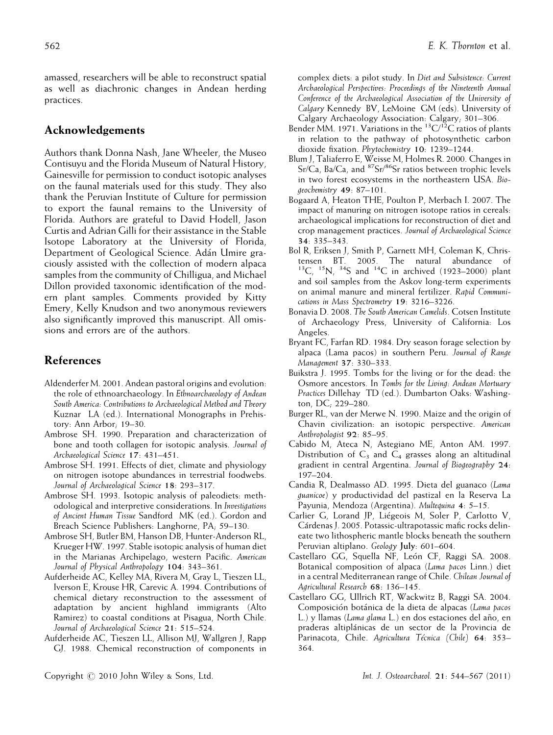amassed, researchers will be able to reconstruct spatial as well as diachronic changes in Andean herding practices.

## Acknowledgements

Authors thank Donna Nash, Jane Wheeler, the Museo Contisuyu and the Florida Museum of Natural History, Gainesville for permission to conduct isotopic analyses on the faunal materials used for this study. They also thank the Peruvian Institute of Culture for permission to export the faunal remains to the University of Florida. Authors are grateful to David Hodell, Jason Curtis and Adrian Gilli for their assistance in the Stable Isotope Laboratory at the University of Florida, Department of Geological Science. Adán Umire graciously assisted with the collection of modern alpaca samples from the community of Chilligua, and Michael Dillon provided taxonomic identification of the modern plant samples. Comments provided by Kitty Emery, Kelly Knudson and two anonymous reviewers also significantly improved this manuscript. All omissions and errors are of the authors.

## References

Aldenderfer M. 2001. Andean pastoral origins and evolution: the role of ethnoarchaeology. In *Ethnoarchaeology of Andean South America: Contributions to Archaeological Method and Theory* Kuznar LA (ed.). International Monographs in Prehistory: Ann Arbor; 19–30.

Ambrose SH. 1990. Preparation and characterization of bone and tooth collagen for isotopic analysis. *Journal of Archaeological Science* **17**: 431–451.

Ambrose SH. 1991. Effects of diet, climate and physiology on nitrogen isotope abundances in terrestrial foodwebs. *Journal of Archaeological Science* **18**: 293–317.

Ambrose SH. 1993. Isotopic analysis of paleodiets: methodological and interpretive considerations. In *Investigations of Ancient Human Tissue* Sandford MK (ed.). Gordon and Breach Science Publishers: Langhorne, PA; 59–130.

Ambrose SH, Butler BM, Hanson DB, Hunter-Anderson RL, Krueger HW. 1997. Stable isotopic analysis of human diet in the Marianas Archipelago, western Pacific. *American Journal of Physical Anthropology* **104**: 343–361.

Aufderheide AC, Kelley MA, Rivera M, Gray L, Tieszen LL, Iverson E, Krouse HR, Carevic A. 1994. Contributions of chemical dietary reconstruction to the assessment of adaptation by ancient highland immigrants (Alto Ramirez) to coastal conditions at Pisagua, North Chile. *Journal of Archaeological Science* **21**: 515–524.

Aufderheide AC, Tieszen LL, Allison MJ, Wallgren J, Rapp GJ. 1988. Chemical reconstruction of components in complex diets: a pilot study. In *Diet and Subsistence: Current Archaeological Perspectives: Proceedings of the Nineteenth Annual Conference of the Archaeological Association of the University of Calgary* Kennedy BV, LeMoine GM (eds). University of Calgary Archaeology Association: Calgary; 301–306.

Bender MM. 1971. Variations in the $^{13}C/^{12}C$ ratios of plants in relation to the pathway of photosynthetic carbon dioxide fixation. *Phytochemistry* **10**: 1239–1244.

Blum J, Taliaferro E, Weisse M, Holmes R. 2000. Changes in Sr/Ca, Ba/Ca, and $^{87}Sr/^{86}Sr$ ratios between trophic levels in two forest ecosystems in the northeastern USA. *Biogeochemistry* **49**: 87–101.

Bogaard A, Heaton THE, Poulton P, Merbach I. 2007. The impact of manuring on nitrogen isotope ratios in cereals: archaeological implications for reconstruction of diet and crop management practices. *Journal of Archaeological Science* **34**: 335–343.

Bol R, Eriksen J, Smith P, Garnett MH, Coleman K, Christensen BT. 2005. The natural abundance of $^{13}C$, $^{15}N$, $^{34}S$ and $^{14}C$ in archived (1923–2000) plant and soil samples from the Askov long-term experiments on animal manure and mineral fertilizer. *Rapid Communications in Mass Spectrometry* **19**: 3216–3226.

Bonavia D. 2008. *The South American Camelids*. Cotsen Institute of Archaeology Press, University of California: Los Angeles.

Bryant FC, Farfan RD. 1984. Dry season forage selection by alpaca (Lama pacos) in southern Peru. *Journal of Range Management* **37**: 330–333.

Buikstra J. 1995. Tombs for the living or for the dead: the Osmore ancestors. In *Tombs for the Living: Andean Mortuary Practices* Dillehay TD (ed.). Dumbarton Oaks: Washington, DC; 229–280.

Burger RL, van der Merwe N. 1990. Maize and the origin of Chavin civilization: an isotopic perspective. *American Anthropologist* **92**: 85–95.

Cabido M, Ateca N, Astegiano ME, Anton AM. 1997. Distribution of $C_3$ and $C_4$ grasses along an altitudinal gradient in central Argentina. *Journal of Biogeography* **24**: 197–204.

Candia R, Dealmasso AD. 1995. Dieta del guanaco (*Lama guanicoe*) y productividad del pastizal en la Reserva La Payunia, Mendoza (Argentina). *Multequina* **4**: 5–15.

Carlier G, Lorand JP, Liégeois M, Soler P, Carlotto V, Cárdenas J. 2005. Potassic-ultrapotassic mafic rocks delineate two lithospheric mantle blocks beneath the southern Peruvian altiplano. *Geology* **July**: 601–604.

Castellaro GG, Squella NF, León CF, Raggi SA. 2008. Botanical composition of alpaca (*Lama pacos* Linn.) diet in a central Mediterranean range of Chile. *Chilean Journal of Agricultural Research* **68**: 136–145.

Castellaro GG, Ullrich RT, Wackwitz B, Raggi SA. 2004. Composición botánica de la dieta de alpacas (*Lama pacos* L.) y llamas (*Lama glama* L.) en dos estaciones del año, en praderas altiplánicas de un sector de la Provincia de Parinacota, Chile. *Agricultura Técnica (Chile)* **64**: 353–364.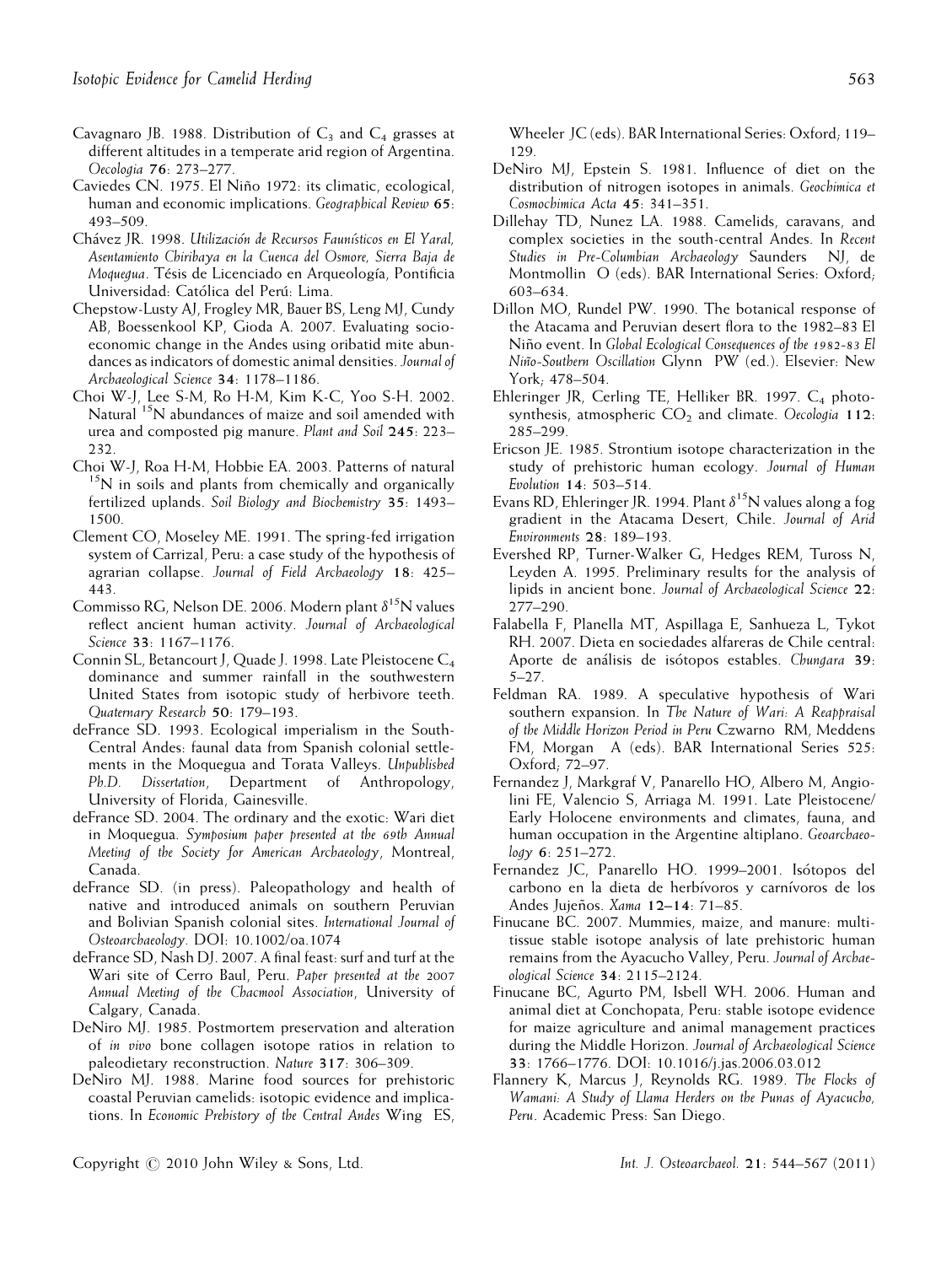Cavagnaro JB. 1988. Distribution of $C_3$ and $C_4$ grasses at different altitudes in a temperate arid region of Argentina. *Oecologia* **76**: 273–277.

Caviedes CN. 1975. El Niño 1972: its climatic, ecological, human and economic implications. *Geographical Review* **65**: 493–509.

Chávez JR. 1998. *Utilización de Recursos Faunísticos en El Yaral, Asentamiento Chiribaya en la Cuenca del Osmore, Sierra Baja de Moquegua*. Tésis de Licenciado en Arqueología, Pontificia Universidad: Católica del Perú: Lima.

Chepstow-Lusty AJ, Frogley MR, Bauer BS, Leng MJ, Cundy AB, Boessenkool KP, Gioda A. 2007. Evaluating socio-economic change in the Andes using oribatid mite abundances as indicators of domestic animal densities. *Journal of Archaeological Science* **34**: 1178–1186.

Choi W-J, Lee S-M, Ro H-M, Kim K-C, Yoo S-H. 2002. Natural $^{15}$N abundances of maize and soil amended with urea and composted pig manure. *Plant and Soil* **245**: 223–232.

Choi W-J, Roa H-M, Hobbie EA. 2003. Patterns of natural $^{15}$N in soils and plants from chemically and organically fertilized uplands. *Soil Biology and Biochemistry* **35**: 1493–1500.

Clement CO, Moseley ME. 1991. The spring-fed irrigation system of Carrizal, Peru: a case study of the hypothesis of agrarian collapse. *Journal of Field Archaeology* **18**: 425–443.

Commisso RG, Nelson DE. 2006. Modern plant $\delta^{15}$N values reflect ancient human activity. *Journal of Archaeological Science* **33**: 1167–1176.

Connin SL, Betancourt J, Quade J. 1998. Late Pleistocene $C_4$ dominance and summer rainfall in the southwestern United States from isotopic study of herbivore teeth. *Quaternary Research* **50**: 179–193.

deFrance SD. 1993. Ecological imperialism in the South-Central Andes: faunal data from Spanish colonial settlements in the Moquegua and Torata Valleys. *Unpublished Ph.D. Dissertation*, Department of Anthropology, University of Florida, Gainesville.

deFrance SD. 2004. The ordinary and the exotic: Wari diet in Moquegua. *Symposium paper presented at the 69th Annual Meeting of the Society for American Archaeology*, Montreal, Canada.

deFrance SD. (in press). Paleopathology and health of native and introduced animals on southern Peruvian and Bolivian Spanish colonial sites. *International Journal of Osteoarchaeology*. DOI: 10.1002/oa.1074

deFrance SD, Nash DJ. 2007. A final feast: surf and turf at the Wari site of Cerro Baul, Peru. *Paper presented at the 2007 Annual Meeting of the Chacmool Association*, University of Calgary, Canada.

DeNiro MJ. 1985. Postmortem preservation and alteration of *in vivo* bone collagen isotope ratios in relation to paleodietary reconstruction. *Nature* **317**: 306–309.

DeNiro MJ. 1988. Marine food sources for prehistoric coastal Peruvian camelids: isotopic evidence and implications. In *Economic Prehistory of the Central Andes* Wing ES, Wheeler JC (eds). BAR International Series: Oxford; 119–129.

DeNiro MJ, Epstein S. 1981. Influence of diet on the distribution of nitrogen isotopes in animals. *Geochimica et Cosmochimica Acta* **45**: 341–351.

Dillehay TD, Nunez LA. 1988. Camelids, caravans, and complex societies in the south-central Andes. In *Recent Studies in Pre-Columbian Archaeology* Saunders NJ, de Montmollin O (eds). BAR International Series: Oxford; 603–634.

Dillon MO, Rundel PW. 1990. The botanical response of the Atacama and Peruvian desert flora to the 1982–83 El Niño event. In *Global Ecological Consequences of the 1982-83 El Niño-Southern Oscillation* Glynn PW (ed.). Elsevier: New York; 478–504.

Ehleringer JR, Cerling TE, Helliker BR. 1997. $C_4$ photosynthesis, atmospheric $CO_2$ and climate. *Oecologia* **112**: 285–299.

Ericson JE. 1985. Strontium isotope characterization in the study of prehistoric human ecology. *Journal of Human Evolution* **14**: 503–514.

Evans RD, Ehleringer JR. 1994. Plant $\delta^{15}$N values along a fog gradient in the Atacama Desert, Chile. *Journal of Arid Environments* **28**: 189–193.

Evershed RP, Turner-Walker G, Hedges REM, Tuross N, Leyden A. 1995. Preliminary results for the analysis of lipids in ancient bone. *Journal of Archaeological Science* **22**: 277–290.

Falabella F, Planella MT, Aspillaga E, Sanhueza L, Tykot RH. 2007. Dieta en sociedades alfareras de Chile central: Aporte de análisis de isótopos estables. *Chungara* **39**: 5–27.

Feldman RA. 1989. A speculative hypothesis of Wari southern expansion. In *The Nature of Wari: A Reappraisal of the Middle Horizon Period in Peru* Czwarno RM, Meddens FM, Morgan A (eds). BAR International Series 525: Oxford; 72–97.

Fernandez J, Markgraf V, Panarello HO, Albero M, Angiolini FE, Valencio S, Arriaga M. 1991. Late Pleistocene/Early Holocene environments and climates, fauna, and human occupation in the Argentine altiplano. *Geoarchaeology* **6**: 251–272.

Fernandez JC, Panarello HO. 1999–2001. Isótopos del carbono en la dieta de herbívoros y carnívoros de los Andes Jujeños. *Xama* **12–14**: 71–85.

Finucane BC. 2007. Mummies, maize, and manure: multi-tissue stable isotope analysis of late prehistoric human remains from the Ayacucho Valley, Peru. *Journal of Archaeological Science* **34**: 2115–2124.

Finucane BC, Agurto PM, Isbell WH. 2006. Human and animal diet at Conchopata, Peru: stable isotope evidence for maize agriculture and animal management practices during the Middle Horizon. *Journal of Archaeological Science* **33**: 1766–1776. DOI: 10.1016/j.jas.2006.03.012

Flannery K, Marcus J, Reynolds RG. 1989. *The Flocks of Wamani: A Study of Llama Herders on the Punas of Ayacucho, Peru*. Academic Press: San Diego.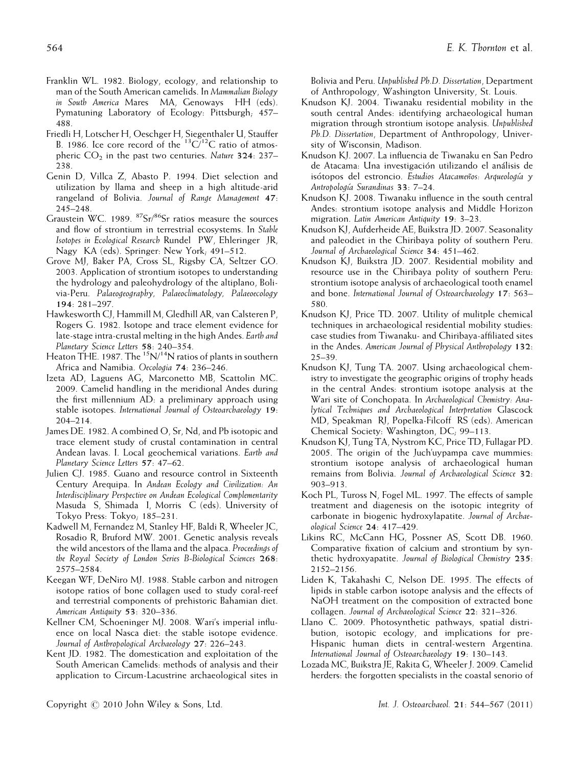Franklin WL. 1982. Biology, ecology, and relationship to man of the South American camelids. In *Mammalian Biology in South America* Mares MA, Genoways HH (eds). Pymatuning Laboratory of Ecology: Pittsburgh; 457–488.

Friedli H, Lotscher H, Oeschger H, Siegenthaler U, Stauffer B. 1986. Ice core record of the $^{13}C/^{12}C$ ratio of atmospheric $CO_2$ in the past two centuries. *Nature* **324**: 237–238.

Genin D, Villca Z, Abasto P. 1994. Diet selection and utilization by llama and sheep in a high altitude-arid rangeland of Bolivia. *Journal of Range Management* **47**: 245–248.

Graustein WC. 1989. $^{87}Sr/^{86}Sr$ ratios measure the sources and flow of strontium in terrestrial ecosystems. In *Stable Isotopes in Ecological Research* Rundel PW, Ehleringer JR, Nagy KA (eds). Springer: New York; 491–512.

Grove MJ, Baker PA, Cross SL, Rigsby CA, Seltzer GO. 2003. Application of strontium isotopes to understanding the hydrology and paleohydrology of the altiplano, Bolivia-Peru. *Palaeogeography, Palaeoclimatology, Palaeoecology* **194**: 281–297.

Hawkesworth CJ, Hammill M, Gledhill AR, van Calsteren P, Rogers G. 1982. Isotope and trace element evidence for late-stage intra-crustal melting in the high Andes. *Earth and Planetary Science Letters* **58**: 240–354.

Heaton THE. 1987. The $^{15}N/^{14}N$ ratios of plants in southern Africa and Namibia. *Oecologia* **74**: 236–246.

Izeta AD, Laguens AG, Marconetto MB, Scattolin MC. 2009. Camelid handling in the meridional Andes during the first millennium AD: a preliminary approach using stable isotopes. *International Journal of Osteoarchaeology* **19**: 204–214.

James DE. 1982. A combined O, Sr, Nd, and Pb isotopic and trace element study of crustal contamination in central Andean lavas. I. Local geochemical variations. *Earth and Planetary Science Letters* **57**: 47–62.

Julien CJ. 1985. Guano and resource control in Sixteenth Century Arequipa. In *Andean Ecology and Civilization: An Interdisciplinary Perspective on Andean Ecological Complementarity* Masuda S, Shimada I, Morris C (eds). University of Tokyo Press: Tokyo; 185–231.

Kadwell M, Fernandez M, Stanley HF, Baldi R, Wheeler JC, Rosadio R, Bruford MW. 2001. Genetic analysis reveals the wild ancestors of the llama and the alpaca. *Proceedings of the Royal Society of London Series B-Biological Sciences* **268**: 2575–2584.

Keegan WF, DeNiro MJ. 1988. Stable carbon and nitrogen isotope ratios of bone collagen used to study coral-reef and terrestrial components of prehistoric Bahamian diet. *American Antiquity* **53**: 320–336.

Kellner CM, Schoeninger MJ. 2008. Wari's imperial influence on local Nasca diet: the stable isotope evidence. *Journal of Anthropological Archaeology* **27**: 226–243.

Kent JD. 1982. The domestication and exploitation of the South American Camelids: methods of analysis and their application to Circum-Lacustrine archaeological sites in Bolivia and Peru. *Unpublished Ph.D. Dissertation*, Department of Anthropology, Washington University, St. Louis.

Knudson KJ. 2004. Tiwanaku residential mobility in the south central Andes: identifying archaeological human migration through strontium isotope analysis. *Unpublished Ph.D. Dissertation*, Department of Anthropology, University of Wisconsin, Madison.

Knudson KJ. 2007. La influencia de Tiwanaku en San Pedro de Atacama: Una investigación utilizando el análisis de isótopos del estroncio. *Estudios Atacameños: Arqueología y Antropología Surandinas* **33**: 7–24.

Knudson KJ. 2008. Tiwanaku influence in the south central Andes: strontium isotope analysis and Middle Horizon migration. *Latin American Antiquity* **19**: 3–23.

Knudson KJ, Aufderheide AE, Buikstra JD. 2007. Seasonality and paleodiet in the Chiribaya polity of southern Peru. *Journal of Archaeological Science* **34**: 451–462.

Knudson KJ, Buikstra JD. 2007. Residential mobility and resource use in the Chiribaya polity of southern Peru: strontium isotope analysis of archaeological tooth enamel and bone. *International Journal of Osteoarchaeology* **17**: 563–580.

Knudson KJ, Price TD. 2007. Utility of mulitple chemical techniques in archaeological residential mobility studies: case studies from Tiwanaku- and Chiribaya-affiliated sites in the Andes. *American Journal of Physical Anthropology* **132**: 25–39.

Knudson KJ, Tung TA. 2007. Using archaeological chemistry to investigate the geographic origins of trophy heads in the central Andes: strontium isotope analysis at the Wari site of Conchopata. In *Archaeological Chemistry: Analytical Techniques and Archaeological Interpretation* Glascock MD, Speakman RJ, Popelka-Filcoff RS (eds). American Chemical Society: Washington, DC; 99–113.

Knudson KJ, Tung TA, Nystrom KC, Price TD, Fullagar PD. 2005. The origin of the Juch'uypampa cave mummies: strontium isotope analysis of archaeological human remains from Bolivia. *Journal of Archaeological Science* **32**: 903–913.

Koch PL, Tuross N, Fogel ML. 1997. The effects of sample treatment and diagenesis on the isotopic integrity of carbonate in biogenic hydroxylapatite. *Journal of Archaeological Science* **24**: 417–429.

Likins RC, McCann HG, Possner AS, Scott DB. 1960. Comparative fixation of calcium and strontium by synthetic hydroxyapatite. *Journal of Biological Chemistry* **235**: 2152–2156.

Liden K, Takahashi C, Nelson DE. 1995. The effects of lipids in stable carbon isotope analysis and the effects of NaOH treatment on the composition of extracted bone collagen. *Journal of Archaeological Science* **22**: 321–326.

Llano C. 2009. Photosynthetic pathways, spatial distribution, isotopic ecology, and implications for pre-Hispanic human diets in central-western Argentina. *International Journal of Osteoarchaeology* **19**: 130–143.

Lozada MC, Buikstra JE, Rakita G, Wheeler J. 2009. Camelid herders: the forgotten specialists in the coastal senorio of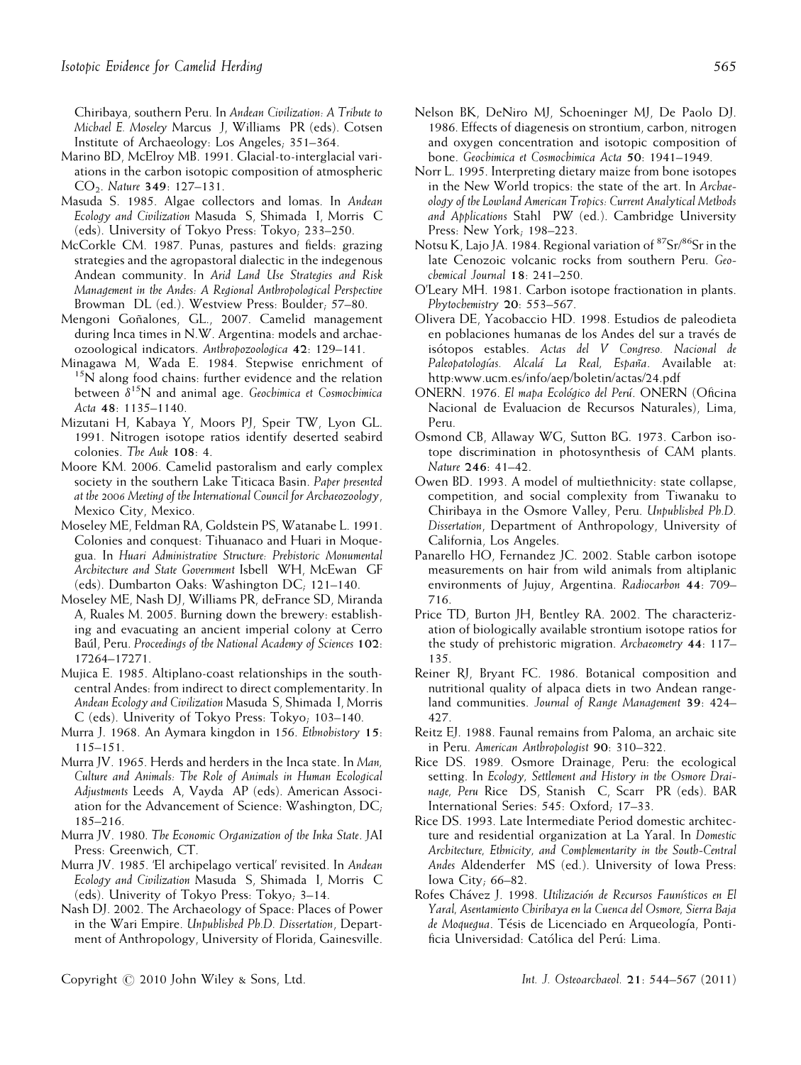Chiribaya, southern Peru. In *Andean Civilization: A Tribute to Michael E. Moseley* Marcus J, Williams PR (eds). Cotsen Institute of Archaeology: Los Angeles; 351–364.

Marino BD, McElroy MB. 1991. Glacial-to-interglacial variations in the carbon isotopic composition of atmospheric $CO_2$. *Nature* **349**: 127–131.

Masuda S. 1985. Algae collectors and lomas. In *Andean Ecology and Civilization* Masuda S, Shimada I, Morris C (eds). University of Tokyo Press: Tokyo; 233–250.

McCorkle CM. 1987. Punas, pastures and fields: grazing strategies and the agropastoral dialectic in the indegenous Andean community. In *Arid Land Use Strategies and Risk Management in the Andes: A Regional Anthropological Perspective* Browman DL (ed.). Westview Press: Boulder; 57–80.

Mengoni Goñalones, GL., 2007. Camelid management during Inca times in N.W. Argentina: models and archaeozoological indicators. *Anthropozoologica* **42**: 129–141.

Minagawa M, Wada E. 1984. Stepwise enrichment of $^{15}$N along food chains: further evidence and the relation between $\delta^{15}$N and animal age. *Geochimica et Cosmochimica Acta* **48**: 1135–1140.

Mizutani H, Kabaya Y, Moors PJ, Speir TW, Lyon GL. 1991. Nitrogen isotope ratios identify deserted seabird colonies. *The Auk* **108**: 4.

Moore KM. 2006. Camelid pastoralism and early complex society in the southern Lake Titicaca Basin. *Paper presented at the 2006 Meeting of the International Council for Archaeozoology*, Mexico City, Mexico.

Moseley ME, Feldman RA, Goldstein PS, Watanabe L. 1991. Colonies and conquest: Tihuanaco and Huari in Moquegua. In *Huari Administrative Structure: Prehistoric Monumental Architecture and State Government* Isbell WH, McEwan GF (eds). Dumbarton Oaks: Washington DC; 121–140.

Moseley ME, Nash DJ, Williams PR, deFrance SD, Miranda A, Ruales M. 2005. Burning down the brewery: establishing and evacuating an ancient imperial colony at Cerro Baúl, Peru. *Proceedings of the National Academy of Sciences* **102**: 17264–17271.

Mujica E. 1985. Altiplano-coast relationships in the south-central Andes: from indirect to direct complementarity. In *Andean Ecology and Civilization* Masuda S, Shimada I, Morris C (eds). Univerity of Tokyo Press: Tokyo; 103–140.

Murra J. 1968. An Aymara kingdon in 156. *Ethnohistory* **15**: 115–151.

Murra JV. 1965. Herds and herders in the Inca state. In *Man, Culture and Animals: The Role of Animals in Human Ecological Adjustments* Leeds A, Vayda AP (eds). American Association for the Advancement of Science: Washington, DC; 185–216.

Murra JV. 1980. *The Economic Organization of the Inka State*. JAI Press: Greenwich, CT.

Murra JV. 1985. 'El archipelago vertical' revisited. In *Andean Ecology and Civilization* Masuda S, Shimada I, Morris C (eds). Univerity of Tokyo Press: Tokyo; 3–14.

Nash DJ. 2002. The Archaeology of Space: Places of Power in the Wari Empire. *Unpublished Ph.D. Dissertation*, Department of Anthropology, University of Florida, Gainesville.

Nelson BK, DeNiro MJ, Schoeninger MJ, De Paolo DJ. 1986. Effects of diagenesis on strontium, carbon, nitrogen and oxygen concentration and isotopic composition of bone. *Geochimica et Cosmochimica Acta* **50**: 1941–1949.

Norr L. 1995. Interpreting dietary maize from bone isotopes in the New World tropics: the state of the art. In *Archaeology of the Lowland American Tropics: Current Analytical Methods and Applications* Stahl PW (ed.). Cambridge University Press: New York; 198–223.

Notsu K, Lajo JA. 1984. Regional variation of $^{87}$Sr/$^{86}$Sr in the late Cenozoic volcanic rocks from southern Peru. *Geochemical Journal* **18**: 241–250.

O'Leary MH. 1981. Carbon isotope fractionation in plants. *Phytochemistry* **20**: 553–567.

Olivera DE, Yacobaccio HD. 1998. Estudios de paleodieta en poblaciones humanas de los Andes del sur a través de isótopos estables. *Actas del V Congreso. Nacional de Paleopatologías. Alcalá La Real, España*. Available at: http:www.ucm.es/info/aep/boletin/actas/24.pdf

ONERN. 1976. *El mapa Ecológico del Perú*. ONERN (Oficina Nacional de Evaluacion de Recursos Naturales), Lima, Peru.

Osmond CB, Allaway WG, Sutton BG. 1973. Carbon isotope discrimination in photosynthesis of CAM plants. *Nature* **246**: 41–42.

Owen BD. 1993. A model of multiethnicity: state collapse, competition, and social complexity from Tiwanaku to Chiribaya in the Osmore Valley, Peru. *Unpublished Ph.D. Dissertation*, Department of Anthropology, University of California, Los Angeles.

Panarello HO, Fernandez JC. 2002. Stable carbon isotope measurements on hair from wild animals from altiplanic environments of Jujuy, Argentina. *Radiocarbon* **44**: 709–716.

Price TD, Burton JH, Bentley RA. 2002. The characterization of biologically available strontium isotope ratios for the study of prehistoric migration. *Archaeometry* **44**: 117–135.

Reiner RJ, Bryant FC. 1986. Botanical composition and nutritional quality of alpaca diets in two Andean rangeland communities. *Journal of Range Management* **39**: 424–427.

Reitz EJ. 1988. Faunal remains from Paloma, an archaic site in Peru. *American Anthropologist* **90**: 310–322.

Rice DS. 1989. Osmore Drainage, Peru: the ecological setting. In *Ecology, Settlement and History in the Osmore Drainage, Peru* Rice DS, Stanish C, Scarr PR (eds). BAR International Series: 545: Oxford; 17–33.

Rice DS. 1993. Late Intermediate Period domestic architecture and residential organization at La Yaral. In *Domestic Architecture, Ethnicity, and Complementarity in the South-Central Andes* Aldenderfer MS (ed.). University of Iowa Press: Iowa City; 66–82.

Rofes Chávez J. 1998. *Utilización de Recursos Faunísticos en El Yaral, Asentamiento Chiribaya en la Cuenca del Osmore, Sierra Baja de Moquegua*. Tésis de Licenciado en Arqueología, Pontificia Universidad: Católica del Perú: Lima.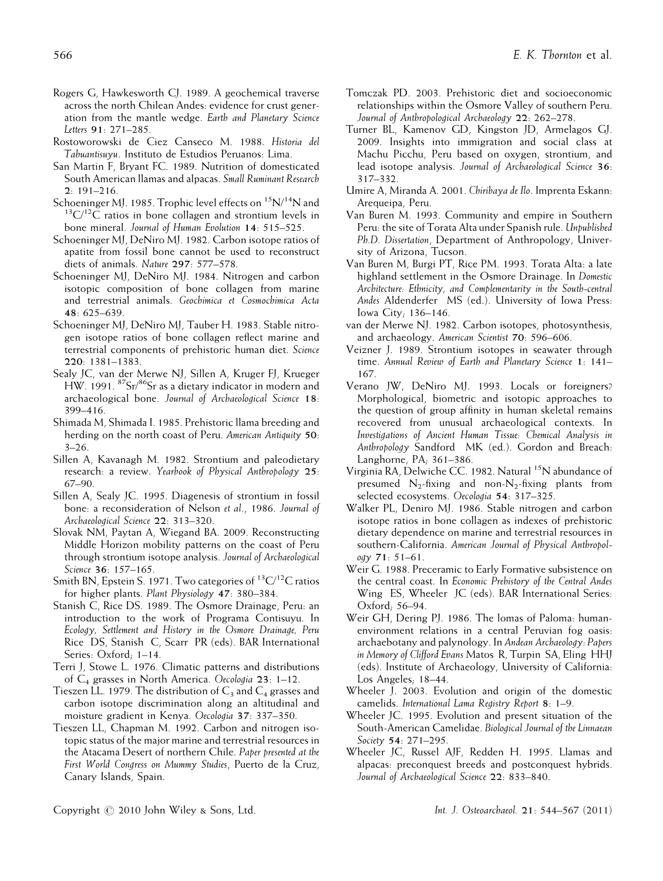Rogers G, Hawkesworth CJ. 1989. A geochemical traverse across the north Chilean Andes: evidence for crust generation from the mantle wedge. *Earth and Planetary Science Letters* **91**: 271–285.

Rostoworowski de Ciez Canseco M. 1988. *Historia del Tahuantisuyu*. Instituto de Estudios Peruanos: Lima.

San Martin F, Bryant FC. 1989. Nutrition of domesticated South American llamas and alpacas. *Small Ruminant Research* **2**: 191–216.

Schoeninger MJ. 1985. Trophic level effects on $^{15}N/^{14}N$ and $^{13}C/^{12}C$ ratios in bone collagen and strontium levels in bone mineral. *Journal of Human Evolution* **14**: 515–525.

Schoeninger MJ, DeNiro MJ. 1982. Carbon isotope ratios of apatite from fossil bone cannot be used to reconstruct diets of animals. *Nature* **297**: 577–578.

Schoeninger MJ, DeNiro MJ. 1984. Nitrogen and carbon isotopic composition of bone collagen from marine and terrestrial animals. *Geochimica et Cosmochimica Acta* **48**: 625–639.

Schoeninger MJ, DeNiro MJ, Tauber H. 1983. Stable nitrogen isotope ratios of bone collagen reflect marine and terrestrial components of prehistoric human diet. *Science* **220**: 1381–1383.

Sealy JC, van der Merwe NJ, Sillen A, Kruger FJ, Krueger HW. 1991. $^{87}Sr/^{86}Sr$ as a dietary indicator in modern and archaeological bone. *Journal of Archaeological Science* **18**: 399–416.

Shimada M, Shimada I. 1985. Prehistoric llama breeding and herding on the north coast of Peru. *American Antiquity* **50**: 3–26.

Sillen A, Kavanagh M. 1982. Strontium and paleodietary research: a review. *Yearbook of Physical Anthropology* **25**: 67–90.

Sillen A, Sealy JC. 1995. Diagenesis of strontium in fossil bone: a reconsideration of Nelson *et al*., 1986. *Journal of Archaeological Science* **22**: 313–320.

Slovak NM, Paytan A, Wiegand BA. 2009. Reconstructing Middle Horizon mobility patterns on the coast of Peru through strontium isotope analysis. *Journal of Archaeological Science* **36**: 157–165.

Smith BN, Epstein S. 1971. Two categories of $^{13}C/^{12}C$ ratios for higher plants. *Plant Physiology* **47**: 380–384.

Stanish C, Rice DS. 1989. The Osmore Drainage, Peru: an introduction to the work of Programa Contisuyu. In *Ecology, Settlement and History in the Osmore Drainage, Peru* Rice DS, Stanish C, Scarr PR (eds). BAR International Series: Oxford; 1–14.

Terri J, Stowe L. 1976. Climatic patterns and distributions of $C_4$ grasses in North America. *Oecologia* **23**: 1–12.

Tieszen LL. 1979. The distribution of $C_3$ and $C_4$ grasses and carbon isotope discrimination along an altitudinal and moisture gradient in Kenya. *Oecologia* **37**: 337–350.

Tieszen LL, Chapman M. 1992. Carbon and nitrogen isotopic status of the major marine and terrestrial resources in the Atacama Desert of northern Chile. *Paper presented at the First World Congress on Mummy Studies*, Puerto de la Cruz, Canary Islands, Spain.

Tomczak PD. 2003. Prehistoric diet and socioeconomic relationships within the Osmore Valley of southern Peru. *Journal of Anthropological Archaeology* **22**: 262–278.

Turner BL, Kamenov GD, Kingston JD, Armelagos GJ. 2009. Insights into immigration and social class at Machu Picchu, Peru based on oxygen, strontium, and lead isotope analysis. *Journal of Archaeological Science* **36**: 317–332.

Umire A, Miranda A. 2001. *Chiribaya de Ilo*. Imprenta Eskann: Arequeipa, Peru.

Van Buren M. 1993. Community and empire in Southern Peru: the site of Torata Alta under Spanish rule. *Unpublished Ph.D. Dissertation*, Department of Anthropology, University of Arizona, Tucson.

Van Buren M, Burgi PT, Rice PM. 1993. Torata Alta: a late highland settlement in the Osmore Drainage. In *Domestic Architecture: Ethnicity, and Complementarity in the South-central Andes* Aldenderfer MS (ed.). University of Iowa Press: Iowa City; 136–146.

van der Merwe NJ. 1982. Carbon isotopes, photosynthesis, and archaeology. *American Scientist* **70**: 596–606.

Veizner J. 1989. Strontium isotopes in seawater through time. *Annual Review of Earth and Planetary Science* **1**: 141–167.

Verano JW, DeNiro MJ. 1993. Locals or foreigners? Morphological, biometric and isotopic approaches to the question of group affinity in human skeletal remains recovered from unusual archaeological contexts. In *Investigations of Ancient Human Tissue: Chemical Analysis in Anthropology* Sandford MK (ed.). Gordon and Breach: Langhorne, PA; 361–386.

Virginia RA, Delwiche CC. 1982. Natural $^{15}N$ abundance of presumed $N_2$-fixing and non-$N_2$-fixing plants from selected ecosystems. *Oecologia* **54**: 317–325.

Walker PL, Deniro MJ. 1986. Stable nitrogen and carbon isotope ratios in bone collagen as indexes of prehistoric dietary dependence on marine and terrestrial resources in southern-California. *American Journal of Physical Anthropology* **71**: 51–61.

Weir G. 1988. Preceramic to Early Formative subsistence on the central coast. In *Economic Prehistory of the Central Andes* Wing ES, Wheeler JC (eds). BAR International Series: Oxford; 56–94.

Weir GH, Dering PJ. 1986. The lomas of Paloma: human-environment relations in a central Peruvian fog oasis: archaebotany and palynology. In *Andean Archaeology: Papers in Memory of Clifford Evans* Matos R, Turpin SA, Eling HHJ (eds). Institute of Archaeology, University of California: Los Angeles; 18–44.

Wheeler J. 2003. Evolution and origin of the domestic camelids. *International Lama Registry Report* **8**: 1–9.

Wheeler JC. 1995. Evolution and present situation of the South-American Camelidae. *Biological Journal of the Linnaean Society* **54**: 271–295.

Wheeler JC, Russel AJF, Redden H. 1995. Llamas and alpacas: preconquest breeds and postconquest hybrids. *Journal of Archaeological Science* **22**: 833–840.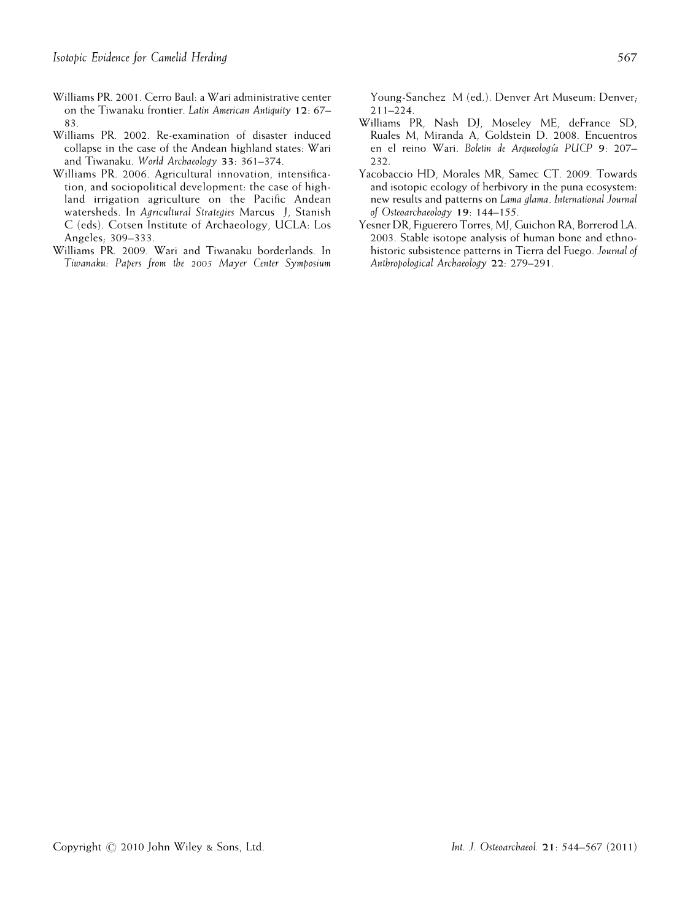Williams PR. 2001. Cerro Baul: a Wari administrative center on the Tiwanaku frontier. *Latin American Antiquity* **12**: 67–83.

Williams PR. 2002. Re-examination of disaster induced collapse in the case of the Andean highland states: Wari and Tiwanaku. *World Archaeology* **33**: 361–374.

Williams PR. 2006. Agricultural innovation, intensification, and sociopolitical development: the case of highland irrigation agriculture on the Pacific Andean watersheds. In *Agricultural Strategies* Marcus J, Stanish C (eds). Cotsen Institute of Archaeology, UCLA: Los Angeles; 309–333.

Williams PR. 2009. Wari and Tiwanaku borderlands. In *Tiwanaku: Papers from the 2005 Mayer Center Symposium* Young-Sanchez M (ed.). Denver Art Museum: Denver; 211–224.

Williams PR, Nash DJ, Moseley ME, deFrance SD, Ruales M, Miranda A, Goldstein D. 2008. Encuentros en el reino Wari. *Boletin de Arqueología PUCP* **9**: 207–232.

Yacobaccio HD, Morales MR, Samec CT. 2009. Towards and isotopic ecology of herbivory in the puna ecosystem: new results and patterns on *Lama glama*. *International Journal of Osteoarchaeology* **19**: 144–155.

Yesner DR, Figuerero Torres, MJ, Guichon RA, Borrerod LA. 2003. Stable isotope analysis of human bone and ethnohistoric subsistence patterns in Tierra del Fuego. *Journal of Anthropological Archaeology* **22**: 279–291.